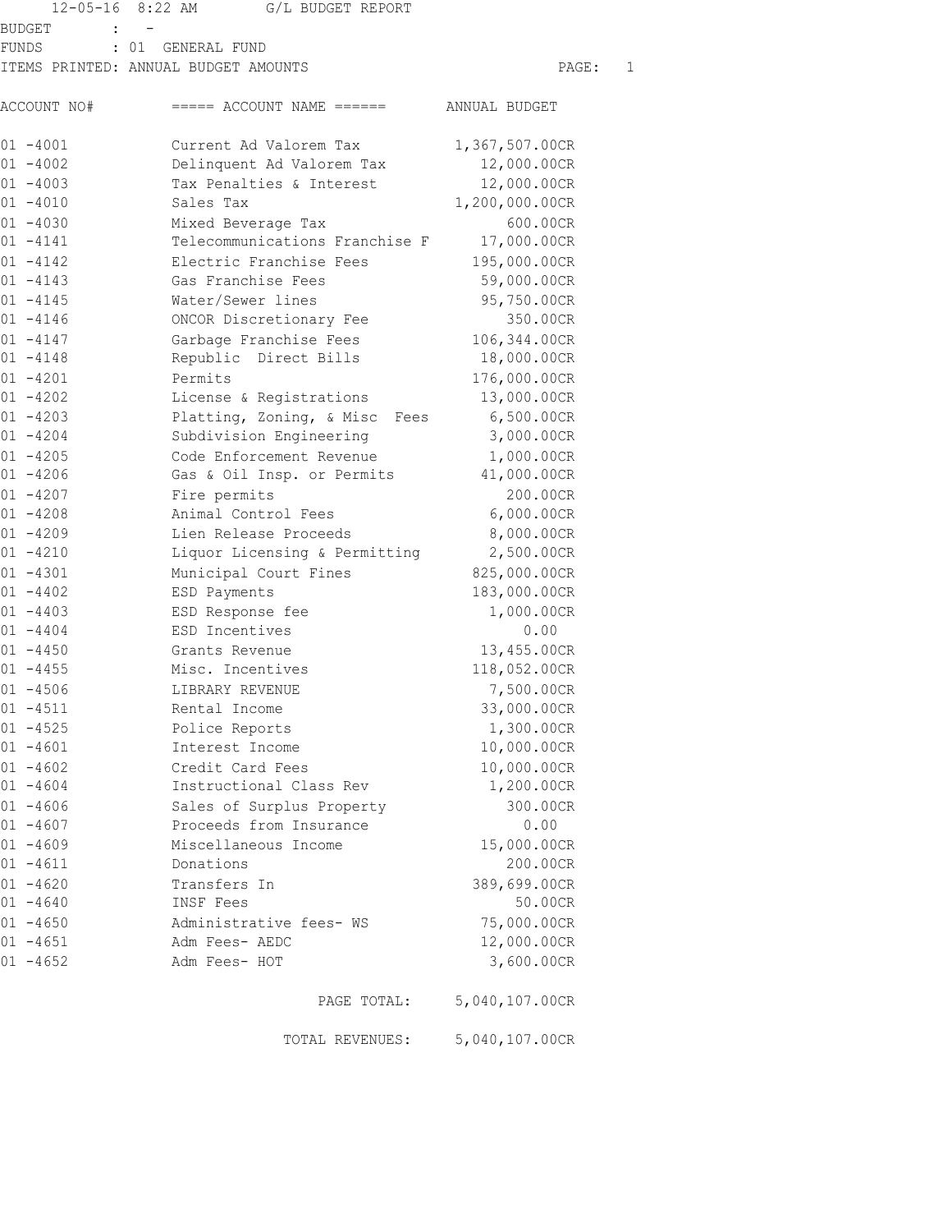12-05-16 8:22 AM G/L BUDGET REPORT

BUDGET : -
FUNDS : 01 GENERAL FUND
ITEMS PRINTED: ANNUAL BUDGET AMOUNTS

| ACCOUNT NO# | ===== ACCOUNT NAME ====== | ANNUAL BUDGET |
|---|---|---|
| 01 -4001 | Current Ad Valorem Tax | 1,367,507.00CR |
| 01 -4002 | Delinquent Ad Valorem Tax | 12,000.00CR |
| 01 -4003 | Tax Penalties & Interest | 12,000.00CR |
| 01 -4010 | Sales Tax | 1,200,000.00CR |
| 01 -4030 | Mixed Beverage Tax | 600.00CR |
| 01 -4141 | Telecommunications Franchise F | 17,000.00CR |
| 01 -4142 | Electric Franchise Fees | 195,000.00CR |
| 01 -4143 | Gas Franchise Fees | 59,000.00CR |
| 01 -4145 | Water/Sewer lines | 95,750.00CR |
| 01 -4146 | ONCOR Discretionary Fee | 350.00CR |
| 01 -4147 | Garbage Franchise Fees | 106,344.00CR |
| 01 -4148 | Republic Direct Bills | 18,000.00CR |
| 01 -4201 | Permits | 176,000.00CR |
| 01 -4202 | License & Registrations | 13,000.00CR |
| 01 -4203 | Platting, Zoning, & Misc Fees | 6,500.00CR |
| 01 -4204 | Subdivision Engineering | 3,000.00CR |
| 01 -4205 | Code Enforcement Revenue | 1,000.00CR |
| 01 -4206 | Gas & Oil Insp. or Permits | 41,000.00CR |
| 01 -4207 | Fire permits | 200.00CR |
| 01 -4208 | Animal Control Fees | 6,000.00CR |
| 01 -4209 | Lien Release Proceeds | 8,000.00CR |
| 01 -4210 | Liquor Licensing & Permitting | 2,500.00CR |
| 01 -4301 | Municipal Court Fines | 825,000.00CR |
| 01 -4402 | ESD Payments | 183,000.00CR |
| 01 -4403 | ESD Response fee | 1,000.00CR |
| 01 -4404 | ESD Incentives | 0.00 |
| 01 -4450 | Grants Revenue | 13,455.00CR |
| 01 -4455 | Misc. Incentives | 118,052.00CR |
| 01 -4506 | LIBRARY REVENUE | 7,500.00CR |
| 01 -4511 | Rental Income | 33,000.00CR |
| 01 -4525 | Police Reports | 1,300.00CR |
| 01 -4601 | Interest Income | 10,000.00CR |
| 01 -4602 | Credit Card Fees | 10,000.00CR |
| 01 -4604 | Instructional Class Rev | 1,200.00CR |
| 01 -4606 | Sales of Surplus Property | 300.00CR |
| 01 -4607 | Proceeds from Insurance | 0.00 |
| 01 -4609 | Miscellaneous Income | 15,000.00CR |
| 01 -4611 | Donations | 200.00CR |
| 01 -4620 | Transfers In | 389,699.00CR |
| 01 -4640 | INSF Fees | 50.00CR |
| 01 -4650 | Administrative fees- WS | 75,000.00CR |
| 01 -4651 | Adm Fees- AEDC | 12,000.00CR |
| 01 -4652 | Adm Fees- HOT | 3,600.00CR |
| | PAGE TOTAL: | 5,040,107.00CR |
| | TOTAL REVENUES: | 5,040,107.00CR |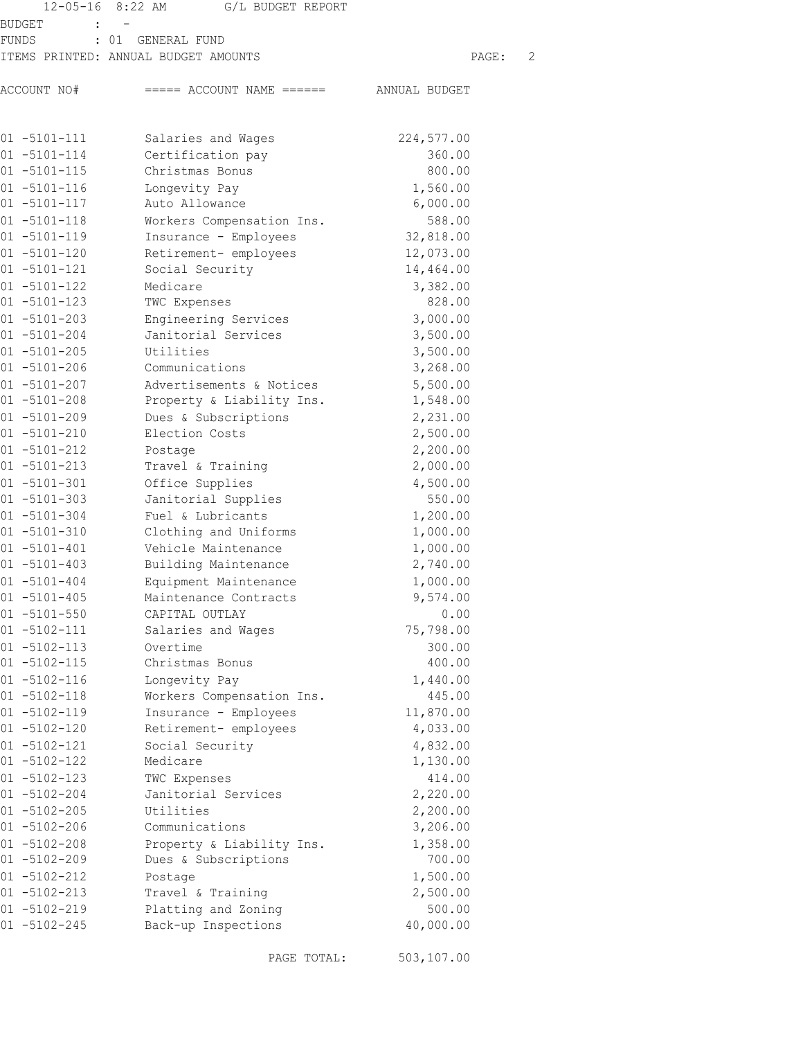12-05-16 8:22 AM G/L BUDGET REPORT

BUDGET : -
FUNDS : 01 GENERAL FUND
ITEMS PRINTED: ANNUAL BUDGET AMOUNTS

| ACCOUNT NO# | ===== ACCOUNT NAME ====== | ANNUAL BUDGET |
|---|---|---|
| 01 -5101-111 | Salaries and Wages | 224,577.00 |
| 01 -5101-114 | Certification pay | 360.00 |
| 01 -5101-115 | Christmas Bonus | 800.00 |
| 01 -5101-116 | Longevity Pay | 1,560.00 |
| 01 -5101-117 | Auto Allowance | 6,000.00 |
| 01 -5101-118 | Workers Compensation Ins. | 588.00 |
| 01 -5101-119 | Insurance - Employees | 32,818.00 |
| 01 -5101-120 | Retirement- employees | 12,073.00 |
| 01 -5101-121 | Social Security | 14,464.00 |
| 01 -5101-122 | Medicare | 3,382.00 |
| 01 -5101-123 | TWC Expenses | 828.00 |
| 01 -5101-203 | Engineering Services | 3,000.00 |
| 01 -5101-204 | Janitorial Services | 3,500.00 |
| 01 -5101-205 | Utilities | 3,500.00 |
| 01 -5101-206 | Communications | 3,268.00 |
| 01 -5101-207 | Advertisements & Notices | 5,500.00 |
| 01 -5101-208 | Property & Liability Ins. | 1,548.00 |
| 01 -5101-209 | Dues & Subscriptions | 2,231.00 |
| 01 -5101-210 | Election Costs | 2,500.00 |
| 01 -5101-212 | Postage | 2,200.00 |
| 01 -5101-213 | Travel & Training | 2,000.00 |
| 01 -5101-301 | Office Supplies | 4,500.00 |
| 01 -5101-303 | Janitorial Supplies | 550.00 |
| 01 -5101-304 | Fuel & Lubricants | 1,200.00 |
| 01 -5101-310 | Clothing and Uniforms | 1,000.00 |
| 01 -5101-401 | Vehicle Maintenance | 1,000.00 |
| 01 -5101-403 | Building Maintenance | 2,740.00 |
| 01 -5101-404 | Equipment Maintenance | 1,000.00 |
| 01 -5101-405 | Maintenance Contracts | 9,574.00 |
| 01 -5101-550 | CAPITAL OUTLAY | 0.00 |
| 01 -5102-111 | Salaries and Wages | 75,798.00 |
| 01 -5102-113 | Overtime | 300.00 |
| 01 -5102-115 | Christmas Bonus | 400.00 |
| 01 -5102-116 | Longevity Pay | 1,440.00 |
| 01 -5102-118 | Workers Compensation Ins. | 445.00 |
| 01 -5102-119 | Insurance - Employees | 11,870.00 |
| 01 -5102-120 | Retirement- employees | 4,033.00 |
| 01 -5102-121 | Social Security | 4,832.00 |
| 01 -5102-122 | Medicare | 1,130.00 |
| 01 -5102-123 | TWC Expenses | 414.00 |
| 01 -5102-204 | Janitorial Services | 2,220.00 |
| 01 -5102-205 | Utilities | 2,200.00 |
| 01 -5102-206 | Communications | 3,206.00 |
| 01 -5102-208 | Property & Liability Ins. | 1,358.00 |
| 01 -5102-209 | Dues & Subscriptions | 700.00 |
| 01 -5102-212 | Postage | 1,500.00 |
| 01 -5102-213 | Travel & Training | 2,500.00 |
| 01 -5102-219 | Platting and Zoning | 500.00 |
| 01 -5102-245 | Back-up Inspections | 40,000.00 |
| | PAGE TOTAL: | 503,107.00 |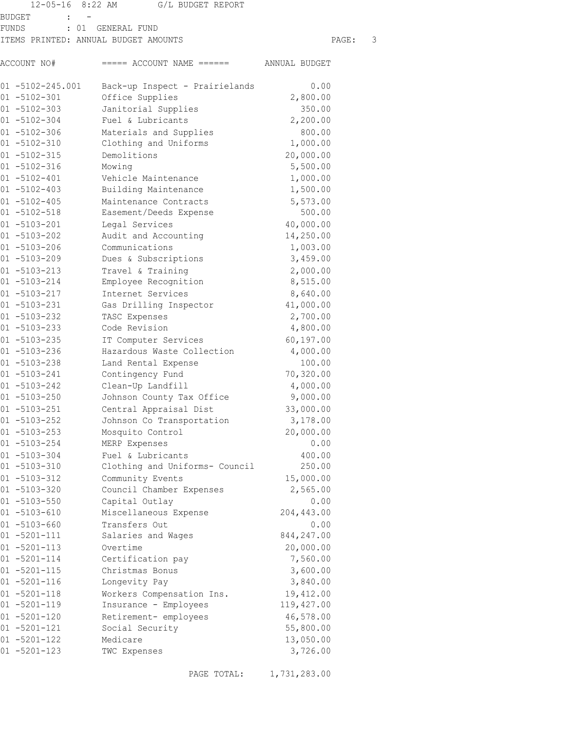12-05-16 8:22 AM G/L BUDGET REPORT

BUDGET : -
FUNDS : 01 GENERAL FUND
ITEMS PRINTED: ANNUAL BUDGET AMOUNTS

| ACCOUNT NO# | ===== ACCOUNT NAME ====== | ANNUAL BUDGET |
|---|---|---|
| 01 -5102-245.001 | Back-up Inspect - Prairielands | 0.00 |
| 01 -5102-301 | Office Supplies | 2,800.00 |
| 01 -5102-303 | Janitorial Supplies | 350.00 |
| 01 -5102-304 | Fuel & Lubricants | 2,200.00 |
| 01 -5102-306 | Materials and Supplies | 800.00 |
| 01 -5102-310 | Clothing and Uniforms | 1,000.00 |
| 01 -5102-315 | Demolitions | 20,000.00 |
| 01 -5102-316 | Mowing | 5,500.00 |
| 01 -5102-401 | Vehicle Maintenance | 1,000.00 |
| 01 -5102-403 | Building Maintenance | 1,500.00 |
| 01 -5102-405 | Maintenance Contracts | 5,573.00 |
| 01 -5102-518 | Easement/Deeds Expense | 500.00 |
| 01 -5103-201 | Legal Services | 40,000.00 |
| 01 -5103-202 | Audit and Accounting | 14,250.00 |
| 01 -5103-206 | Communications | 1,003.00 |
| 01 -5103-209 | Dues & Subscriptions | 3,459.00 |
| 01 -5103-213 | Travel & Training | 2,000.00 |
| 01 -5103-214 | Employee Recognition | 8,515.00 |
| 01 -5103-217 | Internet Services | 8,640.00 |
| 01 -5103-231 | Gas Drilling Inspector | 41,000.00 |
| 01 -5103-232 | TASC Expenses | 2,700.00 |
| 01 -5103-233 | Code Revision | 4,800.00 |
| 01 -5103-235 | IT Computer Services | 60,197.00 |
| 01 -5103-236 | Hazardous Waste Collection | 4,000.00 |
| 01 -5103-238 | Land Rental Expense | 100.00 |
| 01 -5103-241 | Contingency Fund | 70,320.00 |
| 01 -5103-242 | Clean-Up Landfill | 4,000.00 |
| 01 -5103-250 | Johnson County Tax Office | 9,000.00 |
| 01 -5103-251 | Central Appraisal Dist | 33,000.00 |
| 01 -5103-252 | Johnson Co Transportation | 3,178.00 |
| 01 -5103-253 | Mosquito Control | 20,000.00 |
| 01 -5103-254 | MERP Expenses | 0.00 |
| 01 -5103-304 | Fuel & Lubricants | 400.00 |
| 01 -5103-310 | Clothing and Uniforms- Council | 250.00 |
| 01 -5103-312 | Community Events | 15,000.00 |
| 01 -5103-320 | Council Chamber Expenses | 2,565.00 |
| 01 -5103-550 | Capital Outlay | 0.00 |
| 01 -5103-610 | Miscellaneous Expense | 204,443.00 |
| 01 -5103-660 | Transfers Out | 0.00 |
| 01 -5201-111 | Salaries and Wages | 844,247.00 |
| 01 -5201-113 | Overtime | 20,000.00 |
| 01 -5201-114 | Certification pay | 7,560.00 |
| 01 -5201-115 | Christmas Bonus | 3,600.00 |
| 01 -5201-116 | Longevity Pay | 3,840.00 |
| 01 -5201-118 | Workers Compensation Ins. | 19,412.00 |
| 01 -5201-119 | Insurance - Employees | 119,427.00 |
| 01 -5201-120 | Retirement- employees | 46,578.00 |
| 01 -5201-121 | Social Security | 55,800.00 |
| 01 -5201-122 | Medicare | 13,050.00 |
| 01 -5201-123 | TWC Expenses | 3,726.00 |
| | PAGE TOTAL: | 1,731,283.00 |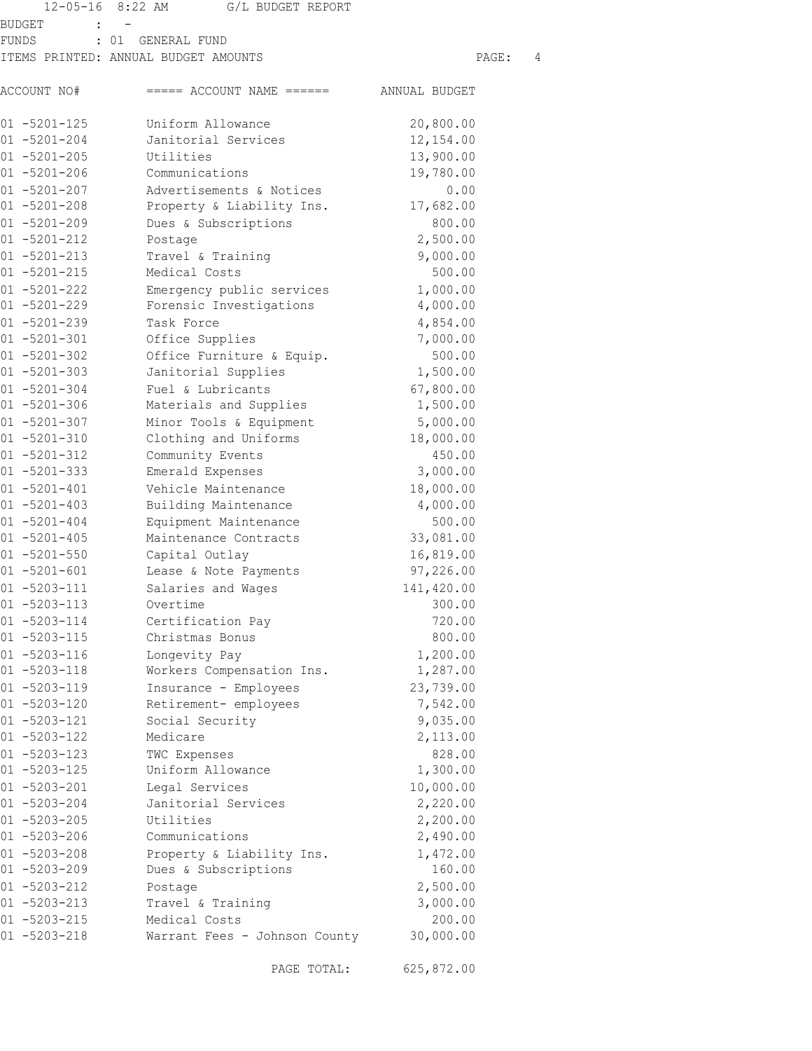12-05-16 8:22 AM G/L BUDGET REPORT

BUDGET : -
FUNDS : 01 GENERAL FUND
ITEMS PRINTED: ANNUAL BUDGET AMOUNTS

| ACCOUNT NO# | ===== ACCOUNT NAME ====== | ANNUAL BUDGET |
|---|---|---|
| 01 -5201-125 | Uniform Allowance | 20,800.00 |
| 01 -5201-204 | Janitorial Services | 12,154.00 |
| 01 -5201-205 | Utilities | 13,900.00 |
| 01 -5201-206 | Communications | 19,780.00 |
| 01 -5201-207 | Advertisements & Notices | 0.00 |
| 01 -5201-208 | Property & Liability Ins. | 17,682.00 |
| 01 -5201-209 | Dues & Subscriptions | 800.00 |
| 01 -5201-212 | Postage | 2,500.00 |
| 01 -5201-213 | Travel & Training | 9,000.00 |
| 01 -5201-215 | Medical Costs | 500.00 |
| 01 -5201-222 | Emergency public services | 1,000.00 |
| 01 -5201-229 | Forensic Investigations | 4,000.00 |
| 01 -5201-239 | Task Force | 4,854.00 |
| 01 -5201-301 | Office Supplies | 7,000.00 |
| 01 -5201-302 | Office Furniture & Equip. | 500.00 |
| 01 -5201-303 | Janitorial Supplies | 1,500.00 |
| 01 -5201-304 | Fuel & Lubricants | 67,800.00 |
| 01 -5201-306 | Materials and Supplies | 1,500.00 |
| 01 -5201-307 | Minor Tools & Equipment | 5,000.00 |
| 01 -5201-310 | Clothing and Uniforms | 18,000.00 |
| 01 -5201-312 | Community Events | 450.00 |
| 01 -5201-333 | Emerald Expenses | 3,000.00 |
| 01 -5201-401 | Vehicle Maintenance | 18,000.00 |
| 01 -5201-403 | Building Maintenance | 4,000.00 |
| 01 -5201-404 | Equipment Maintenance | 500.00 |
| 01 -5201-405 | Maintenance Contracts | 33,081.00 |
| 01 -5201-550 | Capital Outlay | 16,819.00 |
| 01 -5201-601 | Lease & Note Payments | 97,226.00 |
| 01 -5203-111 | Salaries and Wages | 141,420.00 |
| 01 -5203-113 | Overtime | 300.00 |
| 01 -5203-114 | Certification Pay | 720.00 |
| 01 -5203-115 | Christmas Bonus | 800.00 |
| 01 -5203-116 | Longevity Pay | 1,200.00 |
| 01 -5203-118 | Workers Compensation Ins. | 1,287.00 |
| 01 -5203-119 | Insurance - Employees | 23,739.00 |
| 01 -5203-120 | Retirement- employees | 7,542.00 |
| 01 -5203-121 | Social Security | 9,035.00 |
| 01 -5203-122 | Medicare | 2,113.00 |
| 01 -5203-123 | TWC Expenses | 828.00 |
| 01 -5203-125 | Uniform Allowance | 1,300.00 |
| 01 -5203-201 | Legal Services | 10,000.00 |
| 01 -5203-204 | Janitorial Services | 2,220.00 |
| 01 -5203-205 | Utilities | 2,200.00 |
| 01 -5203-206 | Communications | 2,490.00 |
| 01 -5203-208 | Property & Liability Ins. | 1,472.00 |
| 01 -5203-209 | Dues & Subscriptions | 160.00 |
| 01 -5203-212 | Postage | 2,500.00 |
| 01 -5203-213 | Travel & Training | 3,000.00 |
| 01 -5203-215 | Medical Costs | 200.00 |
| 01 -5203-218 | Warrant Fees - Johnson County | 30,000.00 |
| | PAGE TOTAL: | 625,872.00 |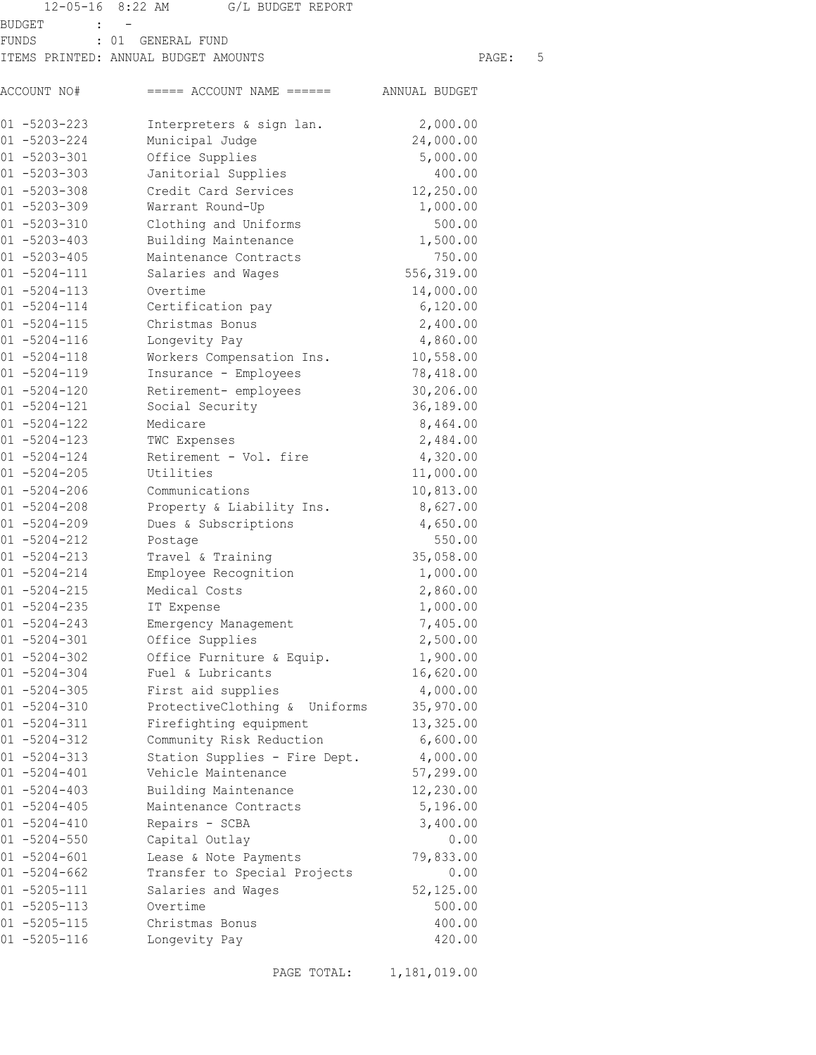12-05-16 8:22 AM G/L BUDGET REPORT

BUDGET : -
FUNDS : 01 GENERAL FUND
ITEMS PRINTED: ANNUAL BUDGET AMOUNTS

| ACCOUNT NO# | ===== ACCOUNT NAME ====== | ANNUAL BUDGET |
|---|---|---|
| 01 -5203-223 | Interpreters & sign lan. | 2,000.00 |
| 01 -5203-224 | Municipal Judge | 24,000.00 |
| 01 -5203-301 | Office Supplies | 5,000.00 |
| 01 -5203-303 | Janitorial Supplies | 400.00 |
| 01 -5203-308 | Credit Card Services | 12,250.00 |
| 01 -5203-309 | Warrant Round-Up | 1,000.00 |
| 01 -5203-310 | Clothing and Uniforms | 500.00 |
| 01 -5203-403 | Building Maintenance | 1,500.00 |
| 01 -5203-405 | Maintenance Contracts | 750.00 |
| 01 -5204-111 | Salaries and Wages | 556,319.00 |
| 01 -5204-113 | Overtime | 14,000.00 |
| 01 -5204-114 | Certification pay | 6,120.00 |
| 01 -5204-115 | Christmas Bonus | 2,400.00 |
| 01 -5204-116 | Longevity Pay | 4,860.00 |
| 01 -5204-118 | Workers Compensation Ins. | 10,558.00 |
| 01 -5204-119 | Insurance - Employees | 78,418.00 |
| 01 -5204-120 | Retirement- employees | 30,206.00 |
| 01 -5204-121 | Social Security | 36,189.00 |
| 01 -5204-122 | Medicare | 8,464.00 |
| 01 -5204-123 | TWC Expenses | 2,484.00 |
| 01 -5204-124 | Retirement - Vol. fire | 4,320.00 |
| 01 -5204-205 | Utilities | 11,000.00 |
| 01 -5204-206 | Communications | 10,813.00 |
| 01 -5204-208 | Property & Liability Ins. | 8,627.00 |
| 01 -5204-209 | Dues & Subscriptions | 4,650.00 |
| 01 -5204-212 | Postage | 550.00 |
| 01 -5204-213 | Travel & Training | 35,058.00 |
| 01 -5204-214 | Employee Recognition | 1,000.00 |
| 01 -5204-215 | Medical Costs | 2,860.00 |
| 01 -5204-235 | IT Expense | 1,000.00 |
| 01 -5204-243 | Emergency Management | 7,405.00 |
| 01 -5204-301 | Office Supplies | 2,500.00 |
| 01 -5204-302 | Office Furniture & Equip. | 1,900.00 |
| 01 -5204-304 | Fuel & Lubricants | 16,620.00 |
| 01 -5204-305 | First aid supplies | 4,000.00 |
| 01 -5204-310 | ProtectiveClothing & Uniforms | 35,970.00 |
| 01 -5204-311 | Firefighting equipment | 13,325.00 |
| 01 -5204-312 | Community Risk Reduction | 6,600.00 |
| 01 -5204-313 | Station Supplies - Fire Dept. | 4,000.00 |
| 01 -5204-401 | Vehicle Maintenance | 57,299.00 |
| 01 -5204-403 | Building Maintenance | 12,230.00 |
| 01 -5204-405 | Maintenance Contracts | 5,196.00 |
| 01 -5204-410 | Repairs - SCBA | 3,400.00 |
| 01 -5204-550 | Capital Outlay | 0.00 |
| 01 -5204-601 | Lease & Note Payments | 79,833.00 |
| 01 -5204-662 | Transfer to Special Projects | 0.00 |
| 01 -5205-111 | Salaries and Wages | 52,125.00 |
| 01 -5205-113 | Overtime | 500.00 |
| 01 -5205-115 | Christmas Bonus | 400.00 |
| 01 -5205-116 | Longevity Pay | 420.00 |
| | PAGE TOTAL: | 1,181,019.00 |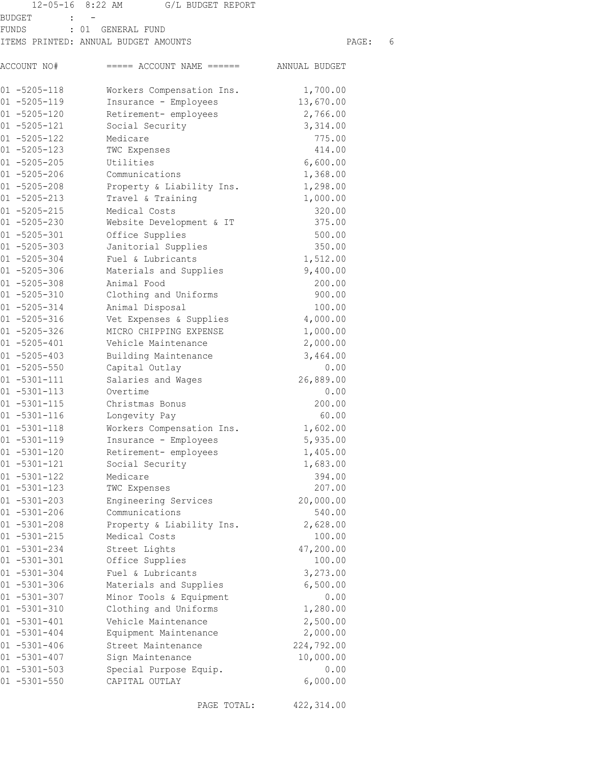12-05-16 8:22 AM G/L BUDGET REPORT

BUDGET : -
FUNDS : 01 GENERAL FUND
ITEMS PRINTED: ANNUAL BUDGET AMOUNTS

| ACCOUNT NO# | ===== ACCOUNT NAME ====== | ANNUAL BUDGET |
|---|---|---|
| 01 -5205-118 | Workers Compensation Ins. | 1,700.00 |
| 01 -5205-119 | Insurance - Employees | 13,670.00 |
| 01 -5205-120 | Retirement- employees | 2,766.00 |
| 01 -5205-121 | Social Security | 3,314.00 |
| 01 -5205-122 | Medicare | 775.00 |
| 01 -5205-123 | TWC Expenses | 414.00 |
| 01 -5205-205 | Utilities | 6,600.00 |
| 01 -5205-206 | Communications | 1,368.00 |
| 01 -5205-208 | Property & Liability Ins. | 1,298.00 |
| 01 -5205-213 | Travel & Training | 1,000.00 |
| 01 -5205-215 | Medical Costs | 320.00 |
| 01 -5205-230 | Website Development & IT | 375.00 |
| 01 -5205-301 | Office Supplies | 500.00 |
| 01 -5205-303 | Janitorial Supplies | 350.00 |
| 01 -5205-304 | Fuel & Lubricants | 1,512.00 |
| 01 -5205-306 | Materials and Supplies | 9,400.00 |
| 01 -5205-308 | Animal Food | 200.00 |
| 01 -5205-310 | Clothing and Uniforms | 900.00 |
| 01 -5205-314 | Animal Disposal | 100.00 |
| 01 -5205-316 | Vet Expenses & Supplies | 4,000.00 |
| 01 -5205-326 | MICRO CHIPPING EXPENSE | 1,000.00 |
| 01 -5205-401 | Vehicle Maintenance | 2,000.00 |
| 01 -5205-403 | Building Maintenance | 3,464.00 |
| 01 -5205-550 | Capital Outlay | 0.00 |
| 01 -5301-111 | Salaries and Wages | 26,889.00 |
| 01 -5301-113 | Overtime | 0.00 |
| 01 -5301-115 | Christmas Bonus | 200.00 |
| 01 -5301-116 | Longevity Pay | 60.00 |
| 01 -5301-118 | Workers Compensation Ins. | 1,602.00 |
| 01 -5301-119 | Insurance - Employees | 5,935.00 |
| 01 -5301-120 | Retirement- employees | 1,405.00 |
| 01 -5301-121 | Social Security | 1,683.00 |
| 01 -5301-122 | Medicare | 394.00 |
| 01 -5301-123 | TWC Expenses | 207.00 |
| 01 -5301-203 | Engineering Services | 20,000.00 |
| 01 -5301-206 | Communications | 540.00 |
| 01 -5301-208 | Property & Liability Ins. | 2,628.00 |
| 01 -5301-215 | Medical Costs | 100.00 |
| 01 -5301-234 | Street Lights | 47,200.00 |
| 01 -5301-301 | Office Supplies | 100.00 |
| 01 -5301-304 | Fuel & Lubricants | 3,273.00 |
| 01 -5301-306 | Materials and Supplies | 6,500.00 |
| 01 -5301-307 | Minor Tools & Equipment | 0.00 |
| 01 -5301-310 | Clothing and Uniforms | 1,280.00 |
| 01 -5301-401 | Vehicle Maintenance | 2,500.00 |
| 01 -5301-404 | Equipment Maintenance | 2,000.00 |
| 01 -5301-406 | Street Maintenance | 224,792.00 |
| 01 -5301-407 | Sign Maintenance | 10,000.00 |
| 01 -5301-503 | Special Purpose Equip. | 0.00 |
| 01 -5301-550 | CAPITAL OUTLAY | 6,000.00 |
| | PAGE TOTAL: | 422,314.00 |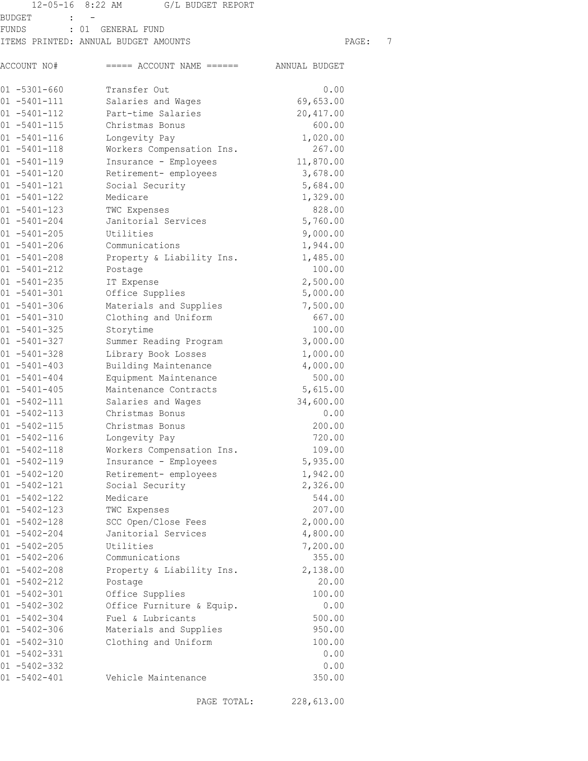12-05-16 8:22 AM G/L BUDGET REPORT

BUDGET : -
FUNDS : 01 GENERAL FUND
ITEMS PRINTED: ANNUAL BUDGET AMOUNTS

| ACCOUNT NO# | ===== ACCOUNT NAME ====== | ANNUAL BUDGET |
|---|---|---|
| 01 -5301-660 | Transfer Out | 0.00 |
| 01 -5401-111 | Salaries and Wages | 69,653.00 |
| 01 -5401-112 | Part-time Salaries | 20,417.00 |
| 01 -5401-115 | Christmas Bonus | 600.00 |
| 01 -5401-116 | Longevity Pay | 1,020.00 |
| 01 -5401-118 | Workers Compensation Ins. | 267.00 |
| 01 -5401-119 | Insurance - Employees | 11,870.00 |
| 01 -5401-120 | Retirement- employees | 3,678.00 |
| 01 -5401-121 | Social Security | 5,684.00 |
| 01 -5401-122 | Medicare | 1,329.00 |
| 01 -5401-123 | TWC Expenses | 828.00 |
| 01 -5401-204 | Janitorial Services | 5,760.00 |
| 01 -5401-205 | Utilities | 9,000.00 |
| 01 -5401-206 | Communications | 1,944.00 |
| 01 -5401-208 | Property & Liability Ins. | 1,485.00 |
| 01 -5401-212 | Postage | 100.00 |
| 01 -5401-235 | IT Expense | 2,500.00 |
| 01 -5401-301 | Office Supplies | 5,000.00 |
| 01 -5401-306 | Materials and Supplies | 7,500.00 |
| 01 -5401-310 | Clothing and Uniform | 667.00 |
| 01 -5401-325 | Storytime | 100.00 |
| 01 -5401-327 | Summer Reading Program | 3,000.00 |
| 01 -5401-328 | Library Book Losses | 1,000.00 |
| 01 -5401-403 | Building Maintenance | 4,000.00 |
| 01 -5401-404 | Equipment Maintenance | 500.00 |
| 01 -5401-405 | Maintenance Contracts | 5,615.00 |
| 01 -5402-111 | Salaries and Wages | 34,600.00 |
| 01 -5402-113 | Christmas Bonus | 0.00 |
| 01 -5402-115 | Christmas Bonus | 200.00 |
| 01 -5402-116 | Longevity Pay | 720.00 |
| 01 -5402-118 | Workers Compensation Ins. | 109.00 |
| 01 -5402-119 | Insurance - Employees | 5,935.00 |
| 01 -5402-120 | Retirement- employees | 1,942.00 |
| 01 -5402-121 | Social Security | 2,326.00 |
| 01 -5402-122 | Medicare | 544.00 |
| 01 -5402-123 | TWC Expenses | 207.00 |
| 01 -5402-128 | SCC Open/Close Fees | 2,000.00 |
| 01 -5402-204 | Janitorial Services | 4,800.00 |
| 01 -5402-205 | Utilities | 7,200.00 |
| 01 -5402-206 | Communications | 355.00 |
| 01 -5402-208 | Property & Liability Ins. | 2,138.00 |
| 01 -5402-212 | Postage | 20.00 |
| 01 -5402-301 | Office Supplies | 100.00 |
| 01 -5402-302 | Office Furniture & Equip. | 0.00 |
| 01 -5402-304 | Fuel & Lubricants | 500.00 |
| 01 -5402-306 | Materials and Supplies | 950.00 |
| 01 -5402-310 | Clothing and Uniform | 100.00 |
| 01 -5402-331 | | 0.00 |
| 01 -5402-332 | | 0.00 |
| 01 -5402-401 | Vehicle Maintenance | 350.00 |
| | PAGE TOTAL: | 228,613.00 |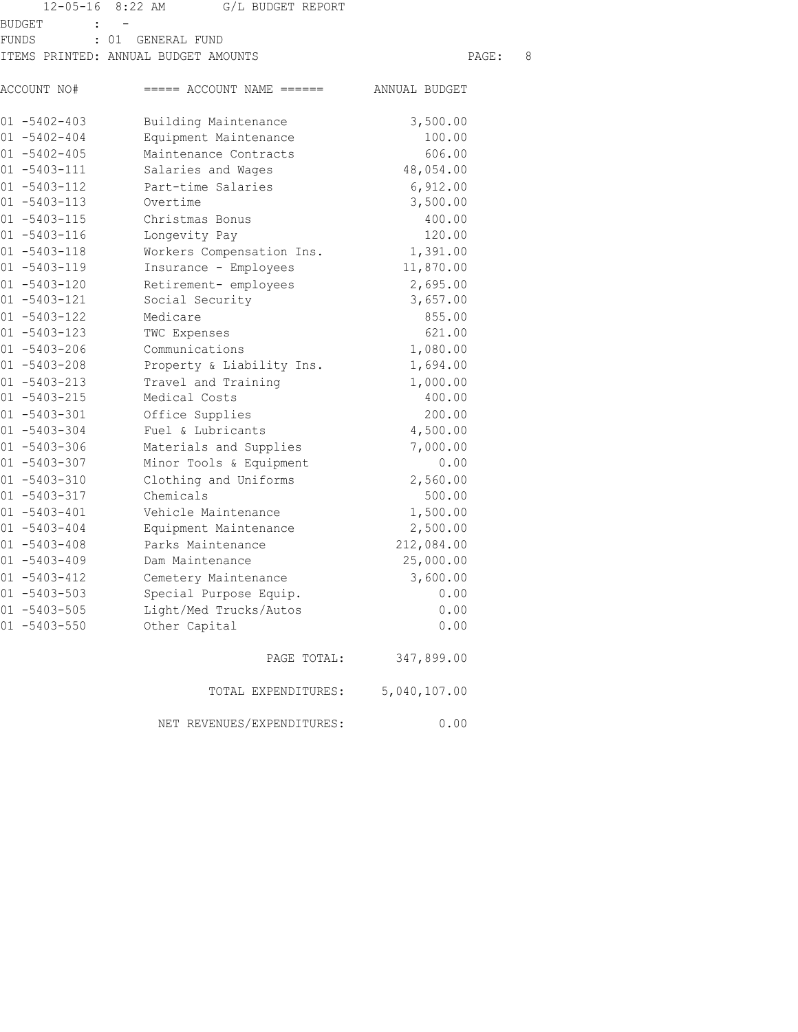12-05-16 8:22 AM G/L BUDGET REPORT

BUDGET : -
FUNDS : 01 GENERAL FUND
ITEMS PRINTED: ANNUAL BUDGET AMOUNTS

| ACCOUNT NO# | ===== ACCOUNT NAME ====== | ANNUAL BUDGET |
|---|---|---|
| 01 -5402-403 | Building Maintenance | 3,500.00 |
| 01 -5402-404 | Equipment Maintenance | 100.00 |
| 01 -5402-405 | Maintenance Contracts | 606.00 |
| 01 -5403-111 | Salaries and Wages | 48,054.00 |
| 01 -5403-112 | Part-time Salaries | 6,912.00 |
| 01 -5403-113 | Overtime | 3,500.00 |
| 01 -5403-115 | Christmas Bonus | 400.00 |
| 01 -5403-116 | Longevity Pay | 120.00 |
| 01 -5403-118 | Workers Compensation Ins. | 1,391.00 |
| 01 -5403-119 | Insurance - Employees | 11,870.00 |
| 01 -5403-120 | Retirement- employees | 2,695.00 |
| 01 -5403-121 | Social Security | 3,657.00 |
| 01 -5403-122 | Medicare | 855.00 |
| 01 -5403-123 | TWC Expenses | 621.00 |
| 01 -5403-206 | Communications | 1,080.00 |
| 01 -5403-208 | Property & Liability Ins. | 1,694.00 |
| 01 -5403-213 | Travel and Training | 1,000.00 |
| 01 -5403-215 | Medical Costs | 400.00 |
| 01 -5403-301 | Office Supplies | 200.00 |
| 01 -5403-304 | Fuel & Lubricants | 4,500.00 |
| 01 -5403-306 | Materials and Supplies | 7,000.00 |
| 01 -5403-307 | Minor Tools & Equipment | 0.00 |
| 01 -5403-310 | Clothing and Uniforms | 2,560.00 |
| 01 -5403-317 | Chemicals | 500.00 |
| 01 -5403-401 | Vehicle Maintenance | 1,500.00 |
| 01 -5403-404 | Equipment Maintenance | 2,500.00 |
| 01 -5403-408 | Parks Maintenance | 212,084.00 |
| 01 -5403-409 | Dam Maintenance | 25,000.00 |
| 01 -5403-412 | Cemetery Maintenance | 3,600.00 |
| 01 -5403-503 | Special Purpose Equip. | 0.00 |
| 01 -5403-505 | Light/Med Trucks/Autos | 0.00 |
| 01 -5403-550 | Other Capital | 0.00 |
| | PAGE TOTAL: | 347,899.00 |
| | TOTAL EXPENDITURES: | 5,040,107.00 |
| | NET REVENUES/EXPENDITURES: | 0.00 |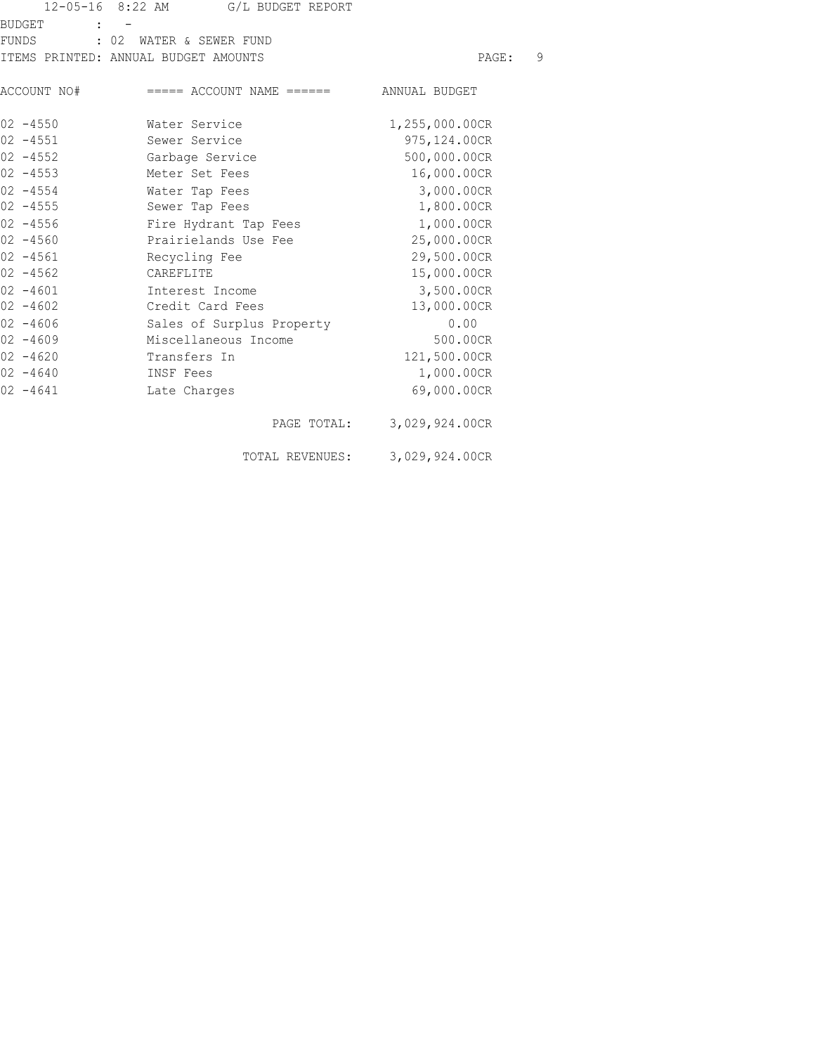12-05-16 8:22 AM G/L BUDGET REPORT

BUDGET : -
FUNDS : 02 WATER & SEWER FUND
ITEMS PRINTED: ANNUAL BUDGET AMOUNTS

| ACCOUNT NO# | ===== ACCOUNT NAME ====== | ANNUAL BUDGET |
|---|---|---|
| 02 -4550 | Water Service | 1,255,000.00CR |
| 02 -4551 | Sewer Service | 975,124.00CR |
| 02 -4552 | Garbage Service | 500,000.00CR |
| 02 -4553 | Meter Set Fees | 16,000.00CR |
| 02 -4554 | Water Tap Fees | 3,000.00CR |
| 02 -4555 | Sewer Tap Fees | 1,800.00CR |
| 02 -4556 | Fire Hydrant Tap Fees | 1,000.00CR |
| 02 -4560 | Prairielands Use Fee | 25,000.00CR |
| 02 -4561 | Recycling Fee | 29,500.00CR |
| 02 -4562 | CAREFLITE | 15,000.00CR |
| 02 -4601 | Interest Income | 3,500.00CR |
| 02 -4602 | Credit Card Fees | 13,000.00CR |
| 02 -4606 | Sales of Surplus Property | 0.00 |
| 02 -4609 | Miscellaneous Income | 500.00CR |
| 02 -4620 | Transfers In | 121,500.00CR |
| 02 -4640 | INSF Fees | 1,000.00CR |
| 02 -4641 | Late Charges | 69,000.00CR |
| | PAGE TOTAL: | 3,029,924.00CR |
| | TOTAL REVENUES: | 3,029,924.00CR |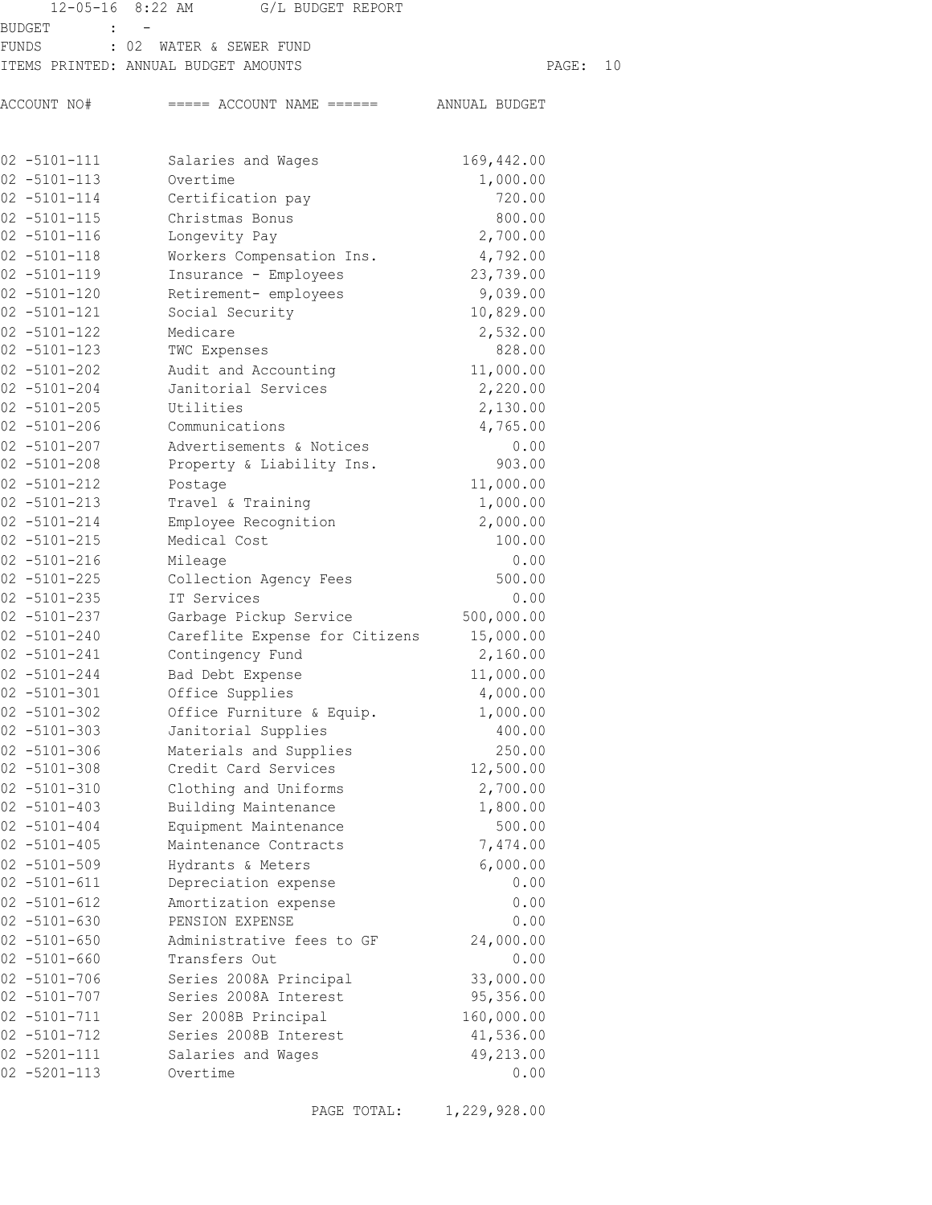12-05-16 8:22 AM G/L BUDGET REPORT

BUDGET : -
FUNDS : 02 WATER & SEWER FUND
ITEMS PRINTED: ANNUAL BUDGET AMOUNTS

| ACCOUNT NO# | ===== ACCOUNT NAME ====== | ANNUAL BUDGET |
|---|---|---|
| 02 -5101-111 | Salaries and Wages | 169,442.00 |
| 02 -5101-113 | Overtime | 1,000.00 |
| 02 -5101-114 | Certification pay | 720.00 |
| 02 -5101-115 | Christmas Bonus | 800.00 |
| 02 -5101-116 | Longevity Pay | 2,700.00 |
| 02 -5101-118 | Workers Compensation Ins. | 4,792.00 |
| 02 -5101-119 | Insurance - Employees | 23,739.00 |
| 02 -5101-120 | Retirement- employees | 9,039.00 |
| 02 -5101-121 | Social Security | 10,829.00 |
| 02 -5101-122 | Medicare | 2,532.00 |
| 02 -5101-123 | TWC Expenses | 828.00 |
| 02 -5101-202 | Audit and Accounting | 11,000.00 |
| 02 -5101-204 | Janitorial Services | 2,220.00 |
| 02 -5101-205 | Utilities | 2,130.00 |
| 02 -5101-206 | Communications | 4,765.00 |
| 02 -5101-207 | Advertisements & Notices | 0.00 |
| 02 -5101-208 | Property & Liability Ins. | 903.00 |
| 02 -5101-212 | Postage | 11,000.00 |
| 02 -5101-213 | Travel & Training | 1,000.00 |
| 02 -5101-214 | Employee Recognition | 2,000.00 |
| 02 -5101-215 | Medical Cost | 100.00 |
| 02 -5101-216 | Mileage | 0.00 |
| 02 -5101-225 | Collection Agency Fees | 500.00 |
| 02 -5101-235 | IT Services | 0.00 |
| 02 -5101-237 | Garbage Pickup Service | 500,000.00 |
| 02 -5101-240 | Careflite Expense for Citizens | 15,000.00 |
| 02 -5101-241 | Contingency Fund | 2,160.00 |
| 02 -5101-244 | Bad Debt Expense | 11,000.00 |
| 02 -5101-301 | Office Supplies | 4,000.00 |
| 02 -5101-302 | Office Furniture & Equip. | 1,000.00 |
| 02 -5101-303 | Janitorial Supplies | 400.00 |
| 02 -5101-306 | Materials and Supplies | 250.00 |
| 02 -5101-308 | Credit Card Services | 12,500.00 |
| 02 -5101-310 | Clothing and Uniforms | 2,700.00 |
| 02 -5101-403 | Building Maintenance | 1,800.00 |
| 02 -5101-404 | Equipment Maintenance | 500.00 |
| 02 -5101-405 | Maintenance Contracts | 7,474.00 |
| 02 -5101-509 | Hydrants & Meters | 6,000.00 |
| 02 -5101-611 | Depreciation expense | 0.00 |
| 02 -5101-612 | Amortization expense | 0.00 |
| 02 -5101-630 | PENSION EXPENSE | 0.00 |
| 02 -5101-650 | Administrative fees to GF | 24,000.00 |
| 02 -5101-660 | Transfers Out | 0.00 |
| 02 -5101-706 | Series 2008A Principal | 33,000.00 |
| 02 -5101-707 | Series 2008A Interest | 95,356.00 |
| 02 -5101-711 | Ser 2008B Principal | 160,000.00 |
| 02 -5101-712 | Series 2008B Interest | 41,536.00 |
| 02 -5201-111 | Salaries and Wages | 49,213.00 |
| 02 -5201-113 | Overtime | 0.00 |
| | PAGE TOTAL: | 1,229,928.00 |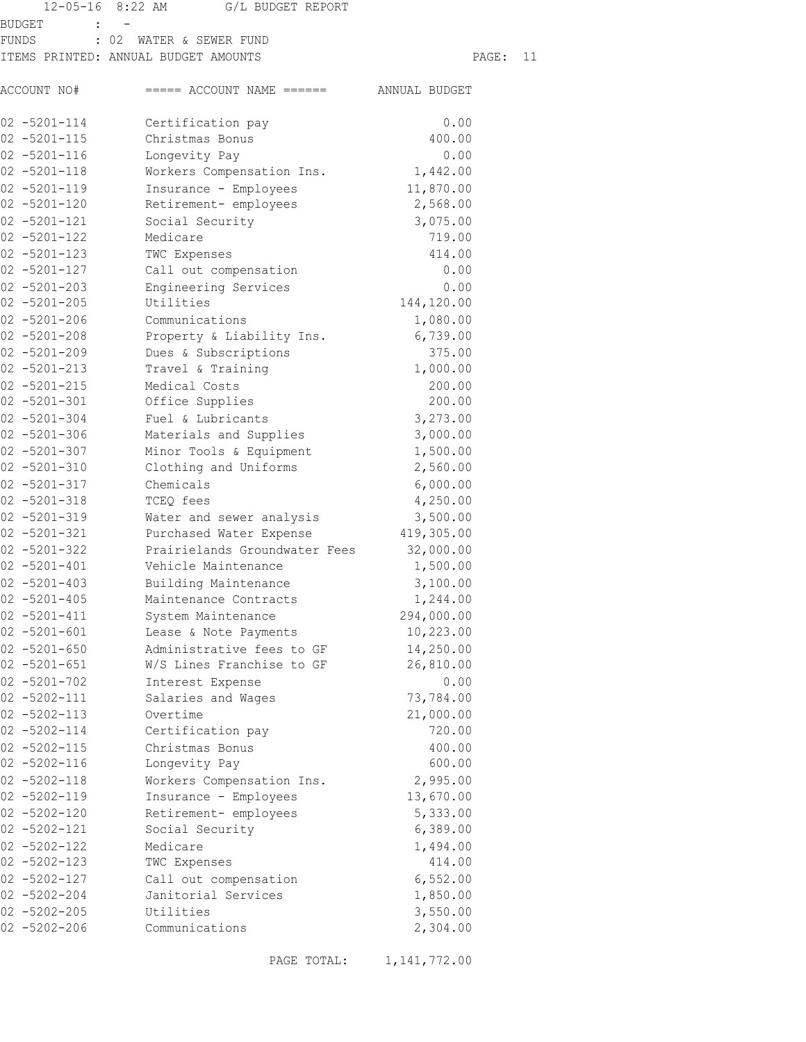12-05-16 8:22 AM G/L BUDGET REPORT

BUDGET : -
FUNDS : 02 WATER & SEWER FUND
ITEMS PRINTED: ANNUAL BUDGET AMOUNTS

| ACCOUNT NO# | ===== ACCOUNT NAME ====== | ANNUAL BUDGET |
|---|---|---|
| 02 -5201-114 | Certification pay | 0.00 |
| 02 -5201-115 | Christmas Bonus | 400.00 |
| 02 -5201-116 | Longevity Pay | 0.00 |
| 02 -5201-118 | Workers Compensation Ins. | 1,442.00 |
| 02 -5201-119 | Insurance - Employees | 11,870.00 |
| 02 -5201-120 | Retirement- employees | 2,568.00 |
| 02 -5201-121 | Social Security | 3,075.00 |
| 02 -5201-122 | Medicare | 719.00 |
| 02 -5201-123 | TWC Expenses | 414.00 |
| 02 -5201-127 | Call out compensation | 0.00 |
| 02 -5201-203 | Engineering Services | 0.00 |
| 02 -5201-205 | Utilities | 144,120.00 |
| 02 -5201-206 | Communications | 1,080.00 |
| 02 -5201-208 | Property & Liability Ins. | 6,739.00 |
| 02 -5201-209 | Dues & Subscriptions | 375.00 |
| 02 -5201-213 | Travel & Training | 1,000.00 |
| 02 -5201-215 | Medical Costs | 200.00 |
| 02 -5201-301 | Office Supplies | 200.00 |
| 02 -5201-304 | Fuel & Lubricants | 3,273.00 |
| 02 -5201-306 | Materials and Supplies | 3,000.00 |
| 02 -5201-307 | Minor Tools & Equipment | 1,500.00 |
| 02 -5201-310 | Clothing and Uniforms | 2,560.00 |
| 02 -5201-317 | Chemicals | 6,000.00 |
| 02 -5201-318 | TCEQ fees | 4,250.00 |
| 02 -5201-319 | Water and sewer analysis | 3,500.00 |
| 02 -5201-321 | Purchased Water Expense | 419,305.00 |
| 02 -5201-322 | Prairielands Groundwater Fees | 32,000.00 |
| 02 -5201-401 | Vehicle Maintenance | 1,500.00 |
| 02 -5201-403 | Building Maintenance | 3,100.00 |
| 02 -5201-405 | Maintenance Contracts | 1,244.00 |
| 02 -5201-411 | System Maintenance | 294,000.00 |
| 02 -5201-601 | Lease & Note Payments | 10,223.00 |
| 02 -5201-650 | Administrative fees to GF | 14,250.00 |
| 02 -5201-651 | W/S Lines Franchise to GF | 26,810.00 |
| 02 -5201-702 | Interest Expense | 0.00 |
| 02 -5202-111 | Salaries and Wages | 73,784.00 |
| 02 -5202-113 | Overtime | 21,000.00 |
| 02 -5202-114 | Certification pay | 720.00 |
| 02 -5202-115 | Christmas Bonus | 400.00 |
| 02 -5202-116 | Longevity Pay | 600.00 |
| 02 -5202-118 | Workers Compensation Ins. | 2,995.00 |
| 02 -5202-119 | Insurance - Employees | 13,670.00 |
| 02 -5202-120 | Retirement- employees | 5,333.00 |
| 02 -5202-121 | Social Security | 6,389.00 |
| 02 -5202-122 | Medicare | 1,494.00 |
| 02 -5202-123 | TWC Expenses | 414.00 |
| 02 -5202-127 | Call out compensation | 6,552.00 |
| 02 -5202-204 | Janitorial Services | 1,850.00 |
| 02 -5202-205 | Utilities | 3,550.00 |
| 02 -5202-206 | Communications | 2,304.00 |
| | PAGE TOTAL: | 1,141,772.00 |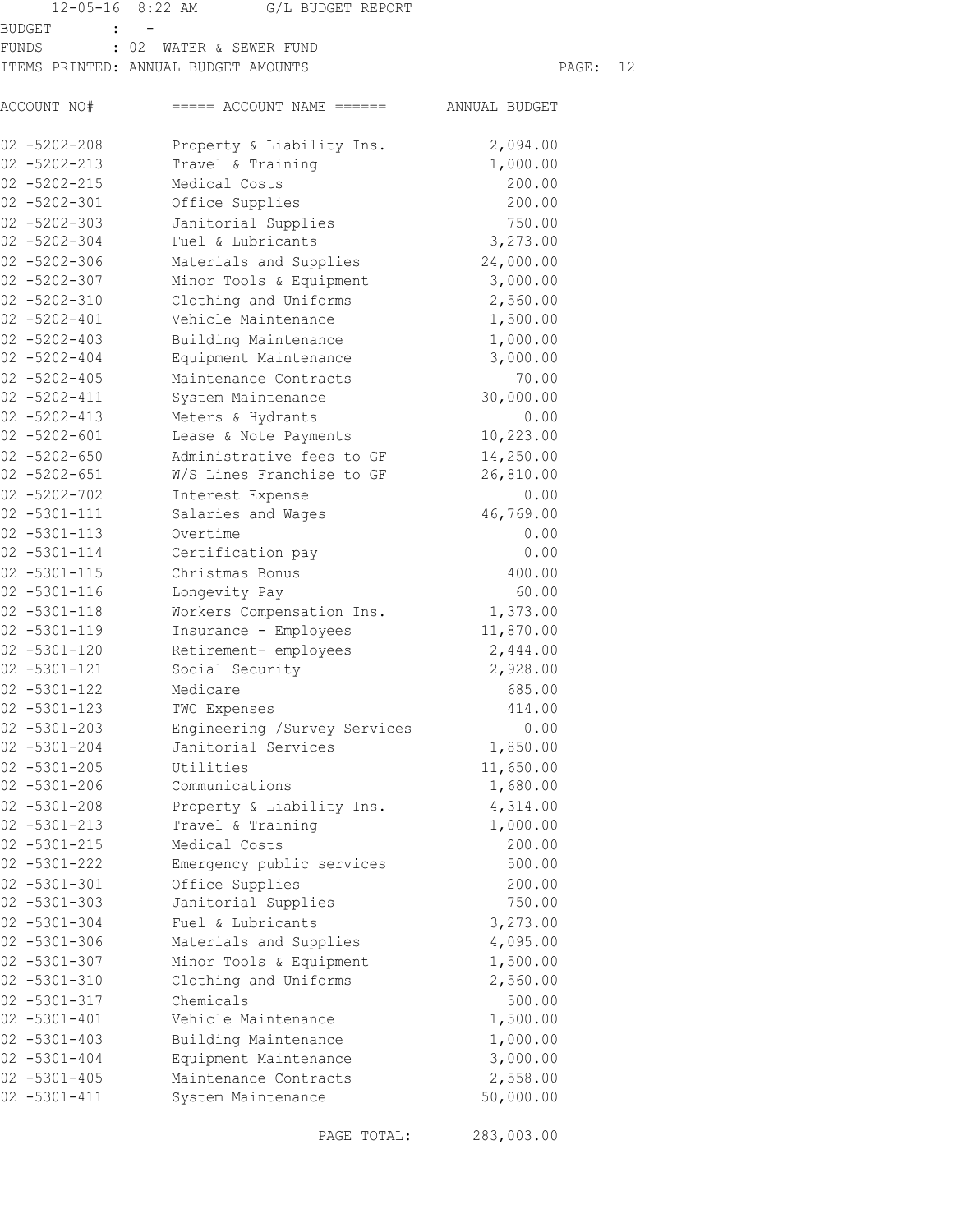12-05-16 8:22 AM G/L BUDGET REPORT

BUDGET : -
FUNDS : 02 WATER & SEWER FUND
ITEMS PRINTED: ANNUAL BUDGET AMOUNTS

| ACCOUNT NO# | ===== ACCOUNT NAME ====== | ANNUAL BUDGET |
|---|---|---|
| 02 -5202-208 | Property & Liability Ins. | 2,094.00 |
| 02 -5202-213 | Travel & Training | 1,000.00 |
| 02 -5202-215 | Medical Costs | 200.00 |
| 02 -5202-301 | Office Supplies | 200.00 |
| 02 -5202-303 | Janitorial Supplies | 750.00 |
| 02 -5202-304 | Fuel & Lubricants | 3,273.00 |
| 02 -5202-306 | Materials and Supplies | 24,000.00 |
| 02 -5202-307 | Minor Tools & Equipment | 3,000.00 |
| 02 -5202-310 | Clothing and Uniforms | 2,560.00 |
| 02 -5202-401 | Vehicle Maintenance | 1,500.00 |
| 02 -5202-403 | Building Maintenance | 1,000.00 |
| 02 -5202-404 | Equipment Maintenance | 3,000.00 |
| 02 -5202-405 | Maintenance Contracts | 70.00 |
| 02 -5202-411 | System Maintenance | 30,000.00 |
| 02 -5202-413 | Meters & Hydrants | 0.00 |
| 02 -5202-601 | Lease & Note Payments | 10,223.00 |
| 02 -5202-650 | Administrative fees to GF | 14,250.00 |
| 02 -5202-651 | W/S Lines Franchise to GF | 26,810.00 |
| 02 -5202-702 | Interest Expense | 0.00 |
| 02 -5301-111 | Salaries and Wages | 46,769.00 |
| 02 -5301-113 | Overtime | 0.00 |
| 02 -5301-114 | Certification pay | 0.00 |
| 02 -5301-115 | Christmas Bonus | 400.00 |
| 02 -5301-116 | Longevity Pay | 60.00 |
| 02 -5301-118 | Workers Compensation Ins. | 1,373.00 |
| 02 -5301-119 | Insurance - Employees | 11,870.00 |
| 02 -5301-120 | Retirement- employees | 2,444.00 |
| 02 -5301-121 | Social Security | 2,928.00 |
| 02 -5301-122 | Medicare | 685.00 |
| 02 -5301-123 | TWC Expenses | 414.00 |
| 02 -5301-203 | Engineering /Survey Services | 0.00 |
| 02 -5301-204 | Janitorial Services | 1,850.00 |
| 02 -5301-205 | Utilities | 11,650.00 |
| 02 -5301-206 | Communications | 1,680.00 |
| 02 -5301-208 | Property & Liability Ins. | 4,314.00 |
| 02 -5301-213 | Travel & Training | 1,000.00 |
| 02 -5301-215 | Medical Costs | 200.00 |
| 02 -5301-222 | Emergency public services | 500.00 |
| 02 -5301-301 | Office Supplies | 200.00 |
| 02 -5301-303 | Janitorial Supplies | 750.00 |
| 02 -5301-304 | Fuel & Lubricants | 3,273.00 |
| 02 -5301-306 | Materials and Supplies | 4,095.00 |
| 02 -5301-307 | Minor Tools & Equipment | 1,500.00 |
| 02 -5301-310 | Clothing and Uniforms | 2,560.00 |
| 02 -5301-317 | Chemicals | 500.00 |
| 02 -5301-401 | Vehicle Maintenance | 1,500.00 |
| 02 -5301-403 | Building Maintenance | 1,000.00 |
| 02 -5301-404 | Equipment Maintenance | 3,000.00 |
| 02 -5301-405 | Maintenance Contracts | 2,558.00 |
| 02 -5301-411 | System Maintenance | 50,000.00 |
| | PAGE TOTAL: | 283,003.00 |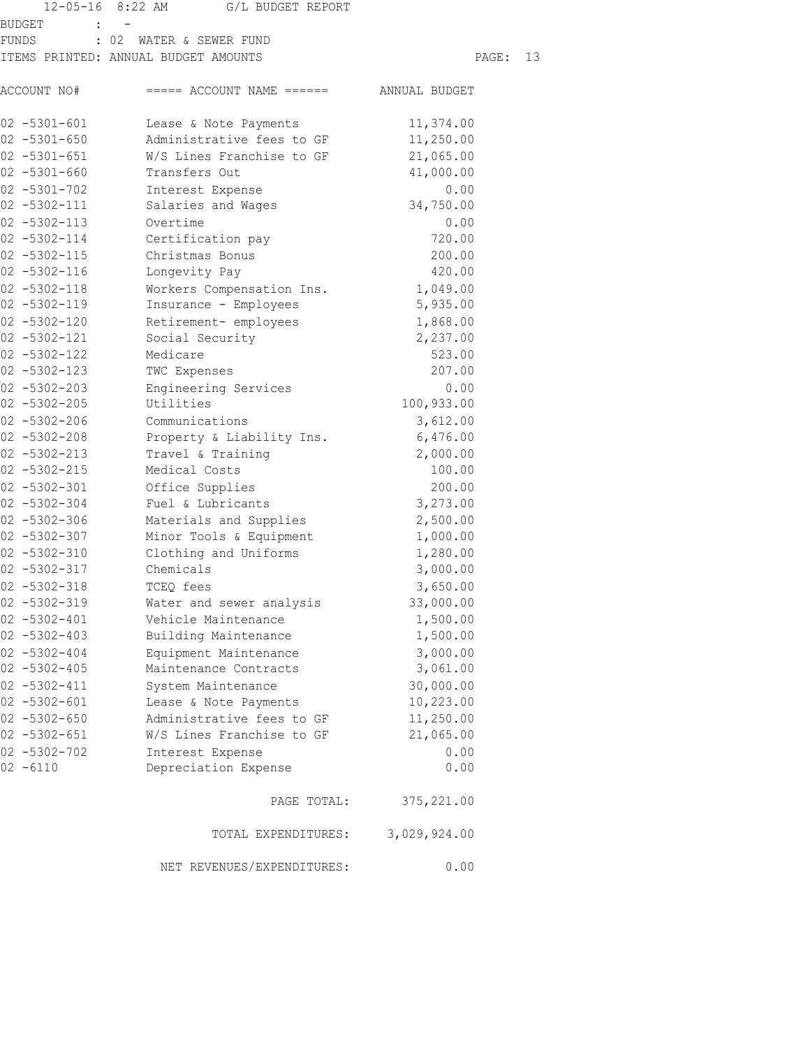12-05-16 8:22 AM G/L BUDGET REPORT

BUDGET : -
FUNDS : 02 WATER & SEWER FUND
ITEMS PRINTED: ANNUAL BUDGET AMOUNTS

| ACCOUNT NO# | ===== ACCOUNT NAME ====== | ANNUAL BUDGET |
|---|---|---|
| 02 -5301-601 | Lease & Note Payments | 11,374.00 |
| 02 -5301-650 | Administrative fees to GF | 11,250.00 |
| 02 -5301-651 | W/S Lines Franchise to GF | 21,065.00 |
| 02 -5301-660 | Transfers Out | 41,000.00 |
| 02 -5301-702 | Interest Expense | 0.00 |
| 02 -5302-111 | Salaries and Wages | 34,750.00 |
| 02 -5302-113 | Overtime | 0.00 |
| 02 -5302-114 | Certification pay | 720.00 |
| 02 -5302-115 | Christmas Bonus | 200.00 |
| 02 -5302-116 | Longevity Pay | 420.00 |
| 02 -5302-118 | Workers Compensation Ins. | 1,049.00 |
| 02 -5302-119 | Insurance - Employees | 5,935.00 |
| 02 -5302-120 | Retirement- employees | 1,868.00 |
| 02 -5302-121 | Social Security | 2,237.00 |
| 02 -5302-122 | Medicare | 523.00 |
| 02 -5302-123 | TWC Expenses | 207.00 |
| 02 -5302-203 | Engineering Services | 0.00 |
| 02 -5302-205 | Utilities | 100,933.00 |
| 02 -5302-206 | Communications | 3,612.00 |
| 02 -5302-208 | Property & Liability Ins. | 6,476.00 |
| 02 -5302-213 | Travel & Training | 2,000.00 |
| 02 -5302-215 | Medical Costs | 100.00 |
| 02 -5302-301 | Office Supplies | 200.00 |
| 02 -5302-304 | Fuel & Lubricants | 3,273.00 |
| 02 -5302-306 | Materials and Supplies | 2,500.00 |
| 02 -5302-307 | Minor Tools & Equipment | 1,000.00 |
| 02 -5302-310 | Clothing and Uniforms | 1,280.00 |
| 02 -5302-317 | Chemicals | 3,000.00 |
| 02 -5302-318 | TCEQ fees | 3,650.00 |
| 02 -5302-319 | Water and sewer analysis | 33,000.00 |
| 02 -5302-401 | Vehicle Maintenance | 1,500.00 |
| 02 -5302-403 | Building Maintenance | 1,500.00 |
| 02 -5302-404 | Equipment Maintenance | 3,000.00 |
| 02 -5302-405 | Maintenance Contracts | 3,061.00 |
| 02 -5302-411 | System Maintenance | 30,000.00 |
| 02 -5302-601 | Lease & Note Payments | 10,223.00 |
| 02 -5302-650 | Administrative fees to GF | 11,250.00 |
| 02 -5302-651 | W/S Lines Franchise to GF | 21,065.00 |
| 02 -5302-702 | Interest Expense | 0.00 |
| 02 -6110 | Depreciation Expense | 0.00 |
| | PAGE TOTAL: | 375,221.00 |
| | TOTAL EXPENDITURES: | 3,029,924.00 |
| | NET REVENUES/EXPENDITURES: | 0.00 |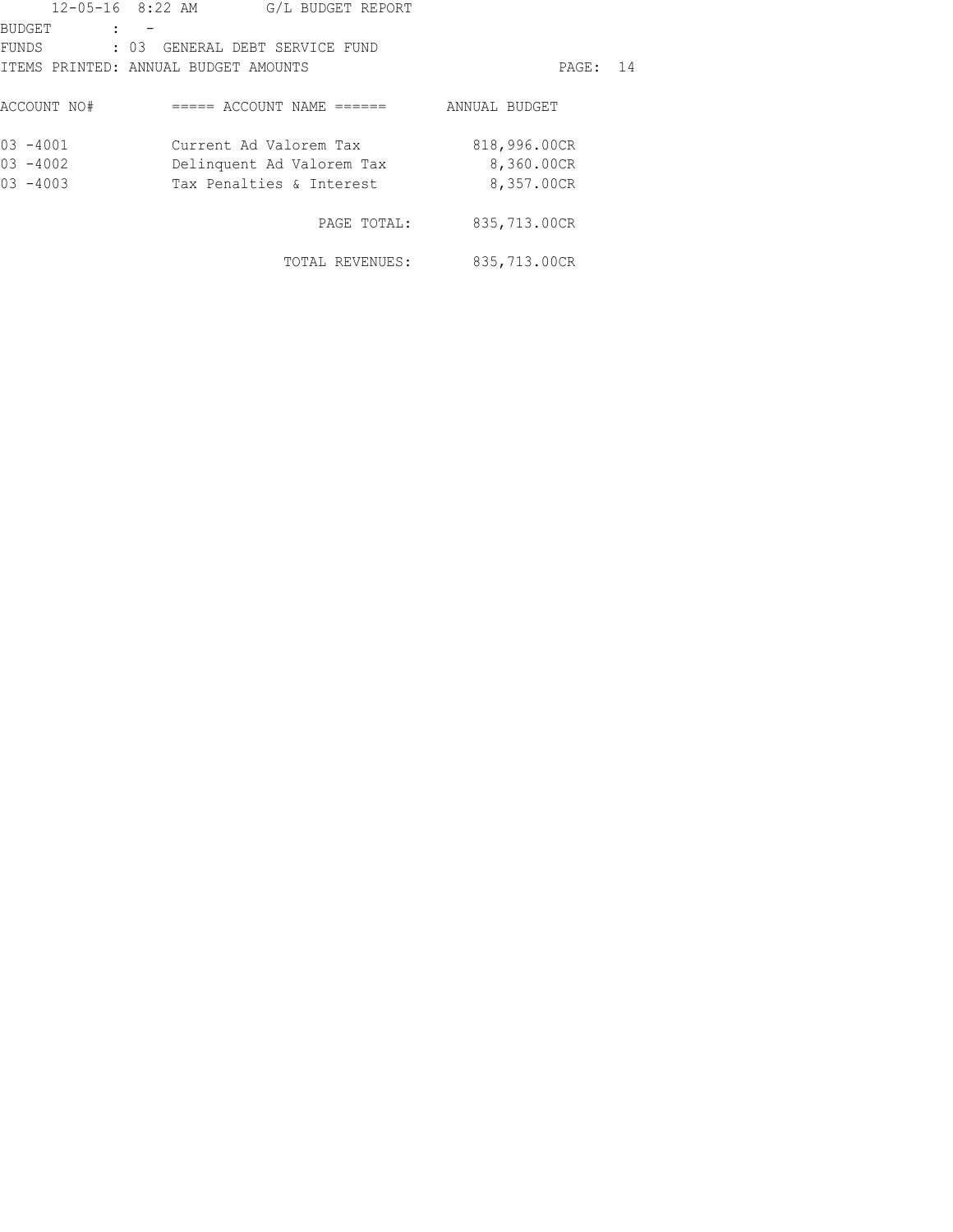12-05-16 8:22 AM G/L BUDGET REPORT

BUDGET : -
FUNDS : 03 GENERAL DEBT SERVICE FUND
ITEMS PRINTED: ANNUAL BUDGET AMOUNTS

| ACCOUNT NO# | ===== ACCOUNT NAME ====== | ANNUAL BUDGET |
|---|---|---|
| 03 -4001 | Current Ad Valorem Tax | 818,996.00CR |
| 03 -4002 | Delinquent Ad Valorem Tax | 8,360.00CR |
| 03 -4003 | Tax Penalties & Interest | 8,357.00CR |
| | PAGE TOTAL: | 835,713.00CR |
| | TOTAL REVENUES: | 835,713.00CR |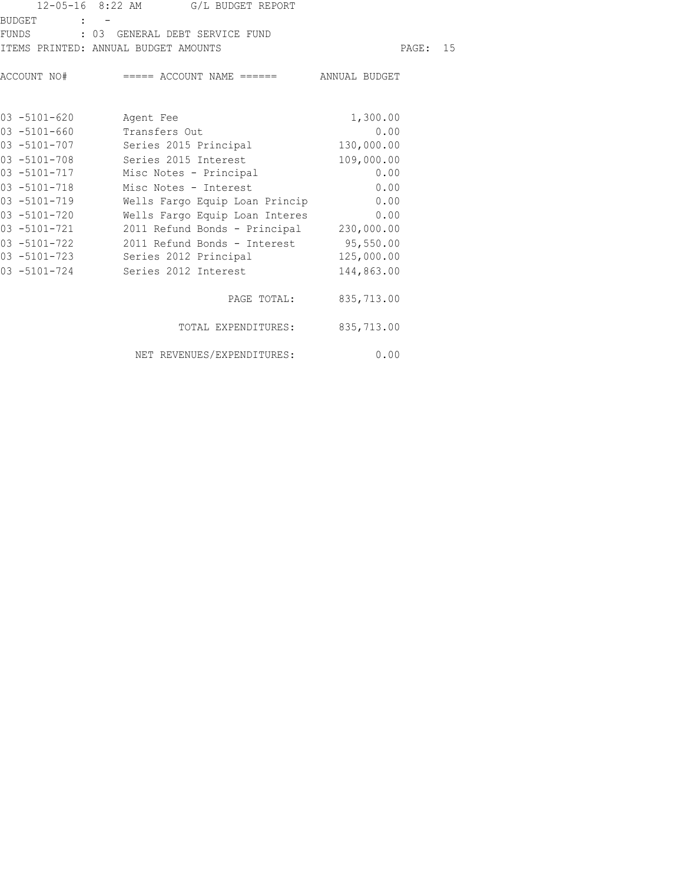12-05-16 8:22 AM G/L BUDGET REPORT

BUDGET : -

FUNDS : 03 GENERAL DEBT SERVICE FUND

ITEMS PRINTED: ANNUAL BUDGET AMOUNTS

| ACCOUNT NO# | ===== ACCOUNT NAME ====== | ANNUAL BUDGET |
|---|---|---|
| 03 -5101-620 | Agent Fee | 1,300.00 |
| 03 -5101-660 | Transfers Out | 0.00 |
| 03 -5101-707 | Series 2015 Principal | 130,000.00 |
| 03 -5101-708 | Series 2015 Interest | 109,000.00 |
| 03 -5101-717 | Misc Notes - Principal | 0.00 |
| 03 -5101-718 | Misc Notes - Interest | 0.00 |
| 03 -5101-719 | Wells Fargo Equip Loan Princip | 0.00 |
| 03 -5101-720 | Wells Fargo Equip Loan Interes | 0.00 |
| 03 -5101-721 | 2011 Refund Bonds - Principal | 230,000.00 |
| 03 -5101-722 | 2011 Refund Bonds - Interest | 95,550.00 |
| 03 -5101-723 | Series 2012 Principal | 125,000.00 |
| 03 -5101-724 | Series 2012 Interest | 144,863.00 |
| | PAGE TOTAL: | 835,713.00 |
| | TOTAL EXPENDITURES: | 835,713.00 |
| | NET REVENUES/EXPENDITURES: | 0.00 |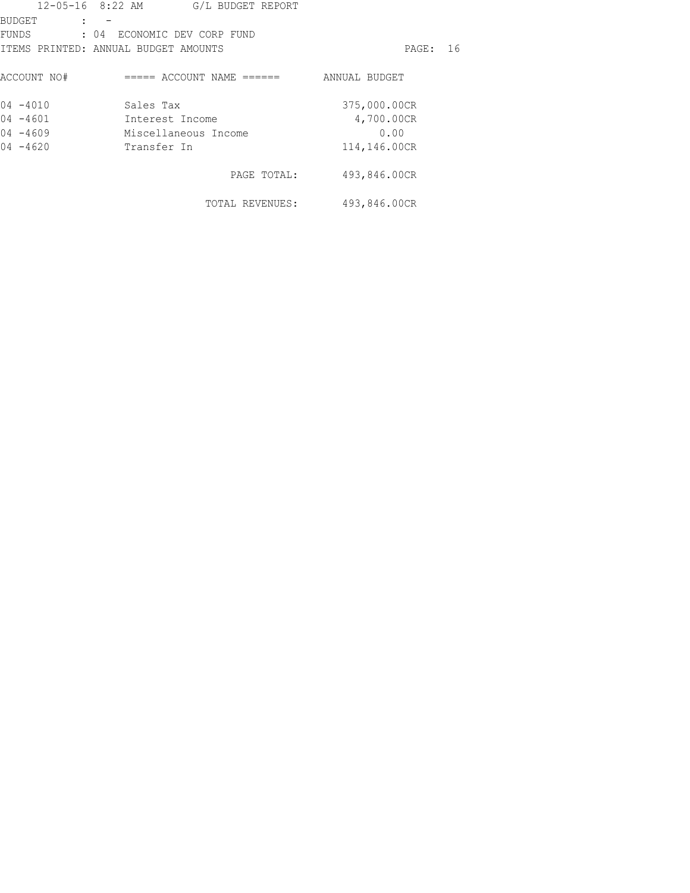12-05-16 8:22 AM G/L BUDGET REPORT

BUDGET : -
FUNDS : 04 ECONOMIC DEV CORP FUND
ITEMS PRINTED: ANNUAL BUDGET AMOUNTS

| ACCOUNT NO# | ===== ACCOUNT NAME ====== | ANNUAL BUDGET |
|---|---|---|
| 04 -4010 | Sales Tax | 375,000.00CR |
| 04 -4601 | Interest Income | 4,700.00CR |
| 04 -4609 | Miscellaneous Income | 0.00 |
| 04 -4620 | Transfer In | 114,146.00CR |
| | PAGE TOTAL: | 493,846.00CR |
| | TOTAL REVENUES: | 493,846.00CR |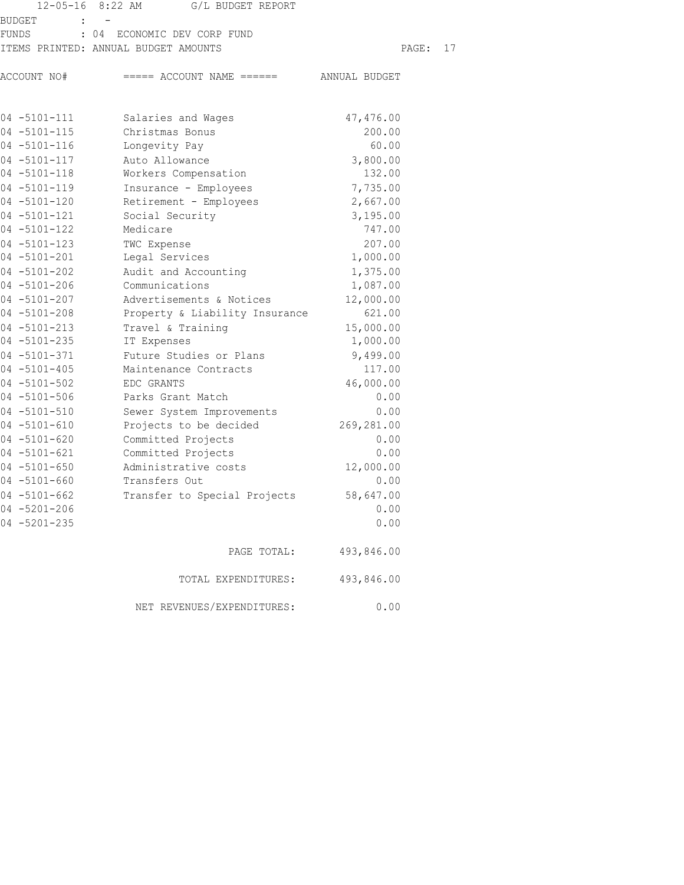12-05-16 8:22 AM G/L BUDGET REPORT

BUDGET : -

FUNDS : 04 ECONOMIC DEV CORP FUND

ITEMS PRINTED: ANNUAL BUDGET AMOUNTS

| ACCOUNT NO# | ===== ACCOUNT NAME ====== | ANNUAL BUDGET |
|---|---|---|
| 04 -5101-111 | Salaries and Wages | 47,476.00 |
| 04 -5101-115 | Christmas Bonus | 200.00 |
| 04 -5101-116 | Longevity Pay | 60.00 |
| 04 -5101-117 | Auto Allowance | 3,800.00 |
| 04 -5101-118 | Workers Compensation | 132.00 |
| 04 -5101-119 | Insurance - Employees | 7,735.00 |
| 04 -5101-120 | Retirement - Employees | 2,667.00 |
| 04 -5101-121 | Social Security | 3,195.00 |
| 04 -5101-122 | Medicare | 747.00 |
| 04 -5101-123 | TWC Expense | 207.00 |
| 04 -5101-201 | Legal Services | 1,000.00 |
| 04 -5101-202 | Audit and Accounting | 1,375.00 |
| 04 -5101-206 | Communications | 1,087.00 |
| 04 -5101-207 | Advertisements & Notices | 12,000.00 |
| 04 -5101-208 | Property & Liability Insurance | 621.00 |
| 04 -5101-213 | Travel & Training | 15,000.00 |
| 04 -5101-235 | IT Expenses | 1,000.00 |
| 04 -5101-371 | Future Studies or Plans | 9,499.00 |
| 04 -5101-405 | Maintenance Contracts | 117.00 |
| 04 -5101-502 | EDC GRANTS | 46,000.00 |
| 04 -5101-506 | Parks Grant Match | 0.00 |
| 04 -5101-510 | Sewer System Improvements | 0.00 |
| 04 -5101-610 | Projects to be decided | 269,281.00 |
| 04 -5101-620 | Committed Projects | 0.00 |
| 04 -5101-621 | Committed Projects | 0.00 |
| 04 -5101-650 | Administrative costs | 12,000.00 |
| 04 -5101-660 | Transfers Out | 0.00 |
| 04 -5101-662 | Transfer to Special Projects | 58,647.00 |
| 04 -5201-206 | | 0.00 |
| 04 -5201-235 | | 0.00 |
| | PAGE TOTAL: | 493,846.00 |
| | TOTAL EXPENDITURES: | 493,846.00 |
| | NET REVENUES/EXPENDITURES: | 0.00 |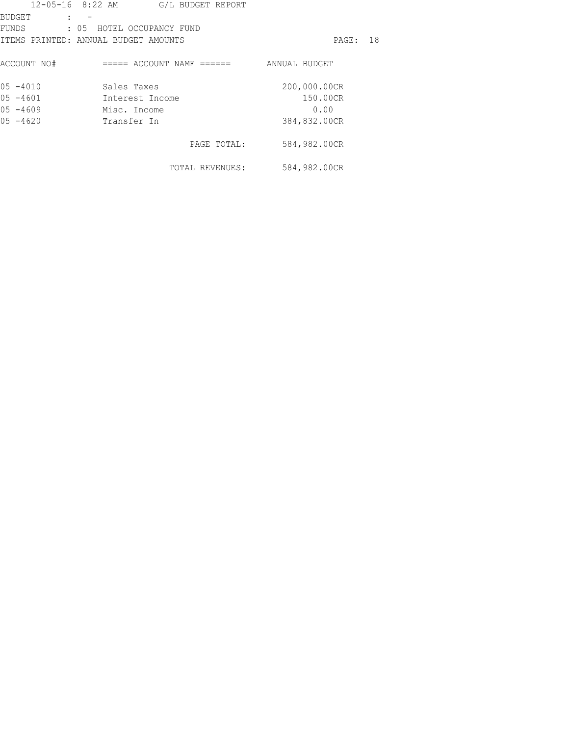12-05-16 8:22 AM G/L BUDGET REPORT

BUDGET : -

FUNDS : 05 HOTEL OCCUPANCY FUND

ITEMS PRINTED: ANNUAL BUDGET AMOUNTS

| ACCOUNT NO# | ===== ACCOUNT NAME ====== | ANNUAL BUDGET |
|---|---|---|
| 05 -4010 | Sales Taxes | 200,000.00CR |
| 05 -4601 | Interest Income | 150.00CR |
| 05 -4609 | Misc. Income | 0.00 |
| 05 -4620 | Transfer In | 384,832.00CR |
| | PAGE TOTAL: | 584,982.00CR |
| | TOTAL REVENUES: | 584,982.00CR |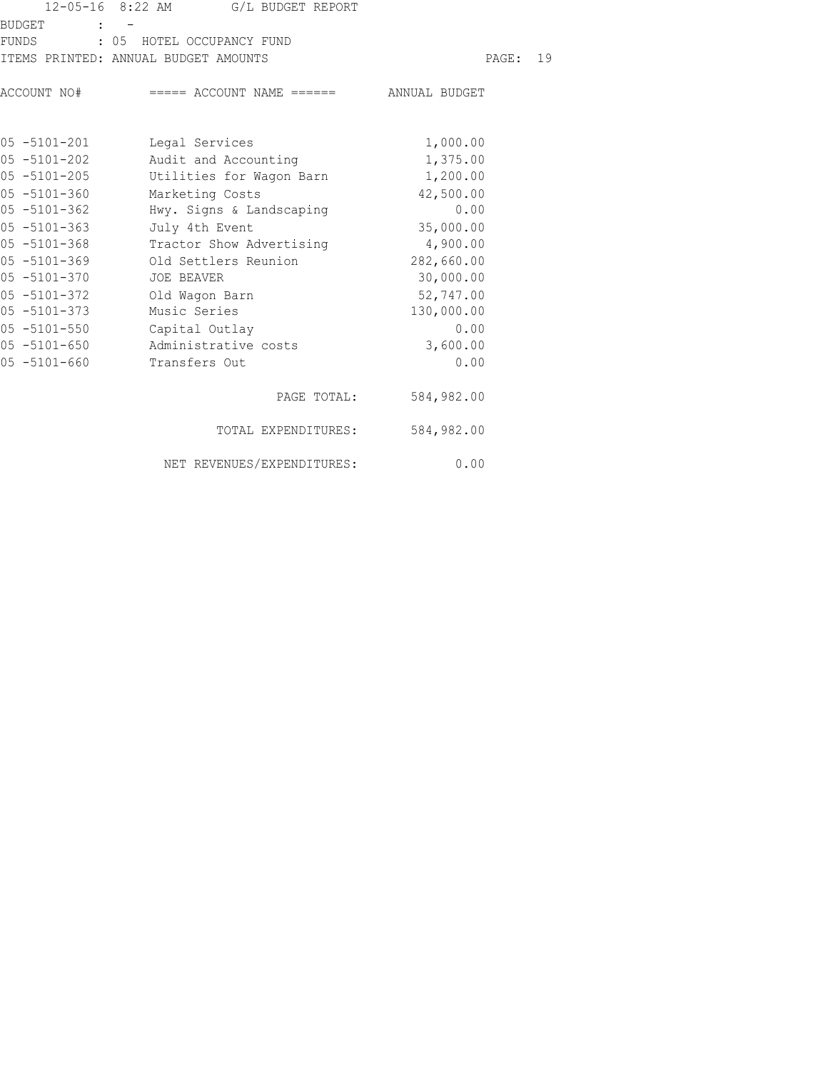12-05-16 8:22 AM G/L BUDGET REPORT

BUDGET : -
FUNDS : 05 HOTEL OCCUPANCY FUND
ITEMS PRINTED: ANNUAL BUDGET AMOUNTS

| ACCOUNT NO# | ===== ACCOUNT NAME ====== | ANNUAL BUDGET |
|---|---|---|
| 05 -5101-201 | Legal Services | 1,000.00 |
| 05 -5101-202 | Audit and Accounting | 1,375.00 |
| 05 -5101-205 | Utilities for Wagon Barn | 1,200.00 |
| 05 -5101-360 | Marketing Costs | 42,500.00 |
| 05 -5101-362 | Hwy. Signs & Landscaping | 0.00 |
| 05 -5101-363 | July 4th Event | 35,000.00 |
| 05 -5101-368 | Tractor Show Advertising | 4,900.00 |
| 05 -5101-369 | Old Settlers Reunion | 282,660.00 |
| 05 -5101-370 | JOE BEAVER | 30,000.00 |
| 05 -5101-372 | Old Wagon Barn | 52,747.00 |
| 05 -5101-373 | Music Series | 130,000.00 |
| 05 -5101-550 | Capital Outlay | 0.00 |
| 05 -5101-650 | Administrative costs | 3,600.00 |
| 05 -5101-660 | Transfers Out | 0.00 |
| | PAGE TOTAL: | 584,982.00 |
| | TOTAL EXPENDITURES: | 584,982.00 |
| | NET REVENUES/EXPENDITURES: | 0.00 |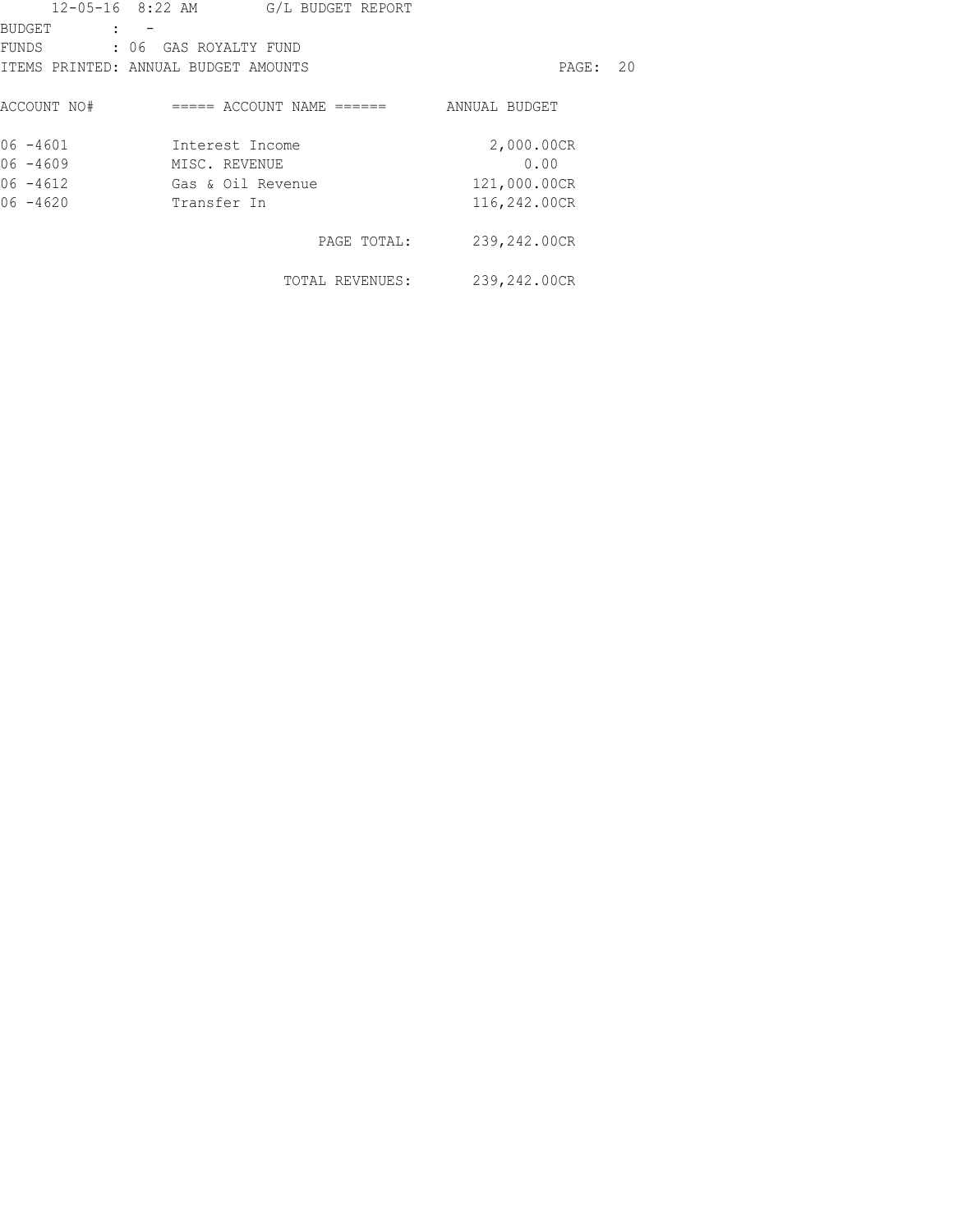12-05-16 8:22 AM G/L BUDGET REPORT

BUDGET : -
FUNDS : 06 GAS ROYALTY FUND
ITEMS PRINTED: ANNUAL BUDGET AMOUNTS

| ACCOUNT NO# | ===== ACCOUNT NAME ====== | ANNUAL BUDGET |
|---|---|---|
| 06 -4601 | Interest Income | 2,000.00CR |
| 06 -4609 | MISC. REVENUE | 0.00 |
| 06 -4612 | Gas & Oil Revenue | 121,000.00CR |
| 06 -4620 | Transfer In | 116,242.00CR |
| | PAGE TOTAL: | 239,242.00CR |
| | TOTAL REVENUES: | 239,242.00CR |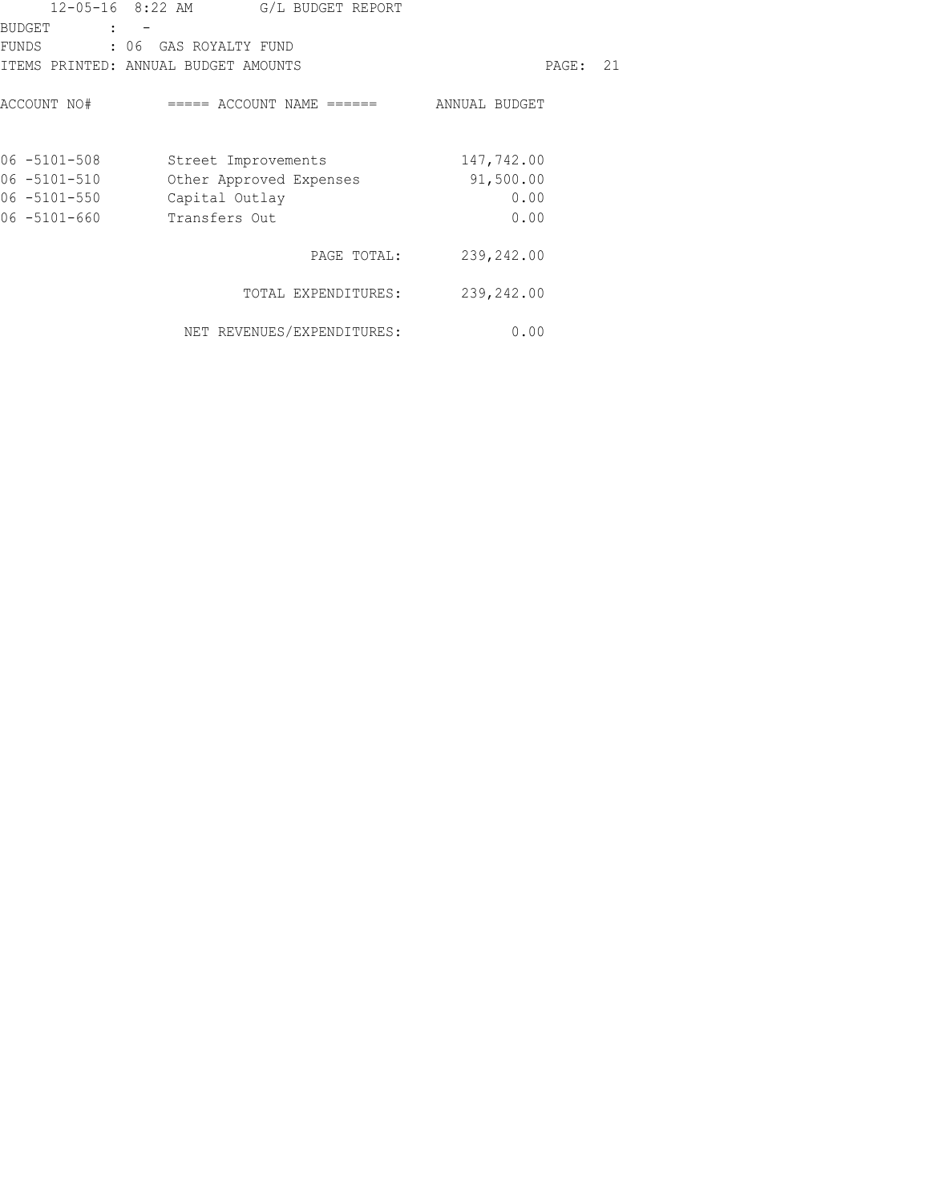12-05-16 8:22 AM G/L BUDGET REPORT

BUDGET : -

FUNDS : 06 GAS ROYALTY FUND

ITEMS PRINTED: ANNUAL BUDGET AMOUNTS

| ACCOUNT NO# | ===== ACCOUNT NAME ====== | ANNUAL BUDGET |
|---|---|---|
| 06 -5101-508 | Street Improvements | 147,742.00 |
| 06 -5101-510 | Other Approved Expenses | 91,500.00 |
| 06 -5101-550 | Capital Outlay | 0.00 |
| 06 -5101-660 | Transfers Out | 0.00 |
| | PAGE TOTAL: | 239,242.00 |
| | TOTAL EXPENDITURES: | 239,242.00 |
| | NET REVENUES/EXPENDITURES: | 0.00 |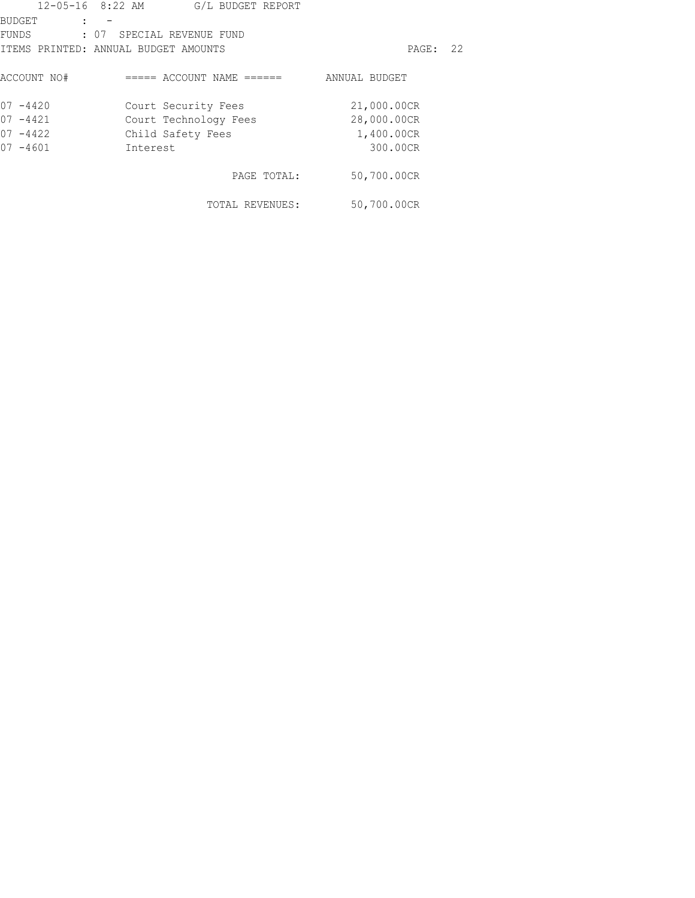12-05-16 8:22 AM G/L BUDGET REPORT

BUDGET : -
FUNDS : 07 SPECIAL REVENUE FUND
ITEMS PRINTED: ANNUAL BUDGET AMOUNTS

| ACCOUNT NO# | ===== ACCOUNT NAME ====== | ANNUAL BUDGET |
|---|---|---|
| 07 -4420 | Court Security Fees | 21,000.00CR |
| 07 -4421 | Court Technology Fees | 28,000.00CR |
| 07 -4422 | Child Safety Fees | 1,400.00CR |
| 07 -4601 | Interest | 300.00CR |
| | PAGE TOTAL: | 50,700.00CR |
| | TOTAL REVENUES: | 50,700.00CR |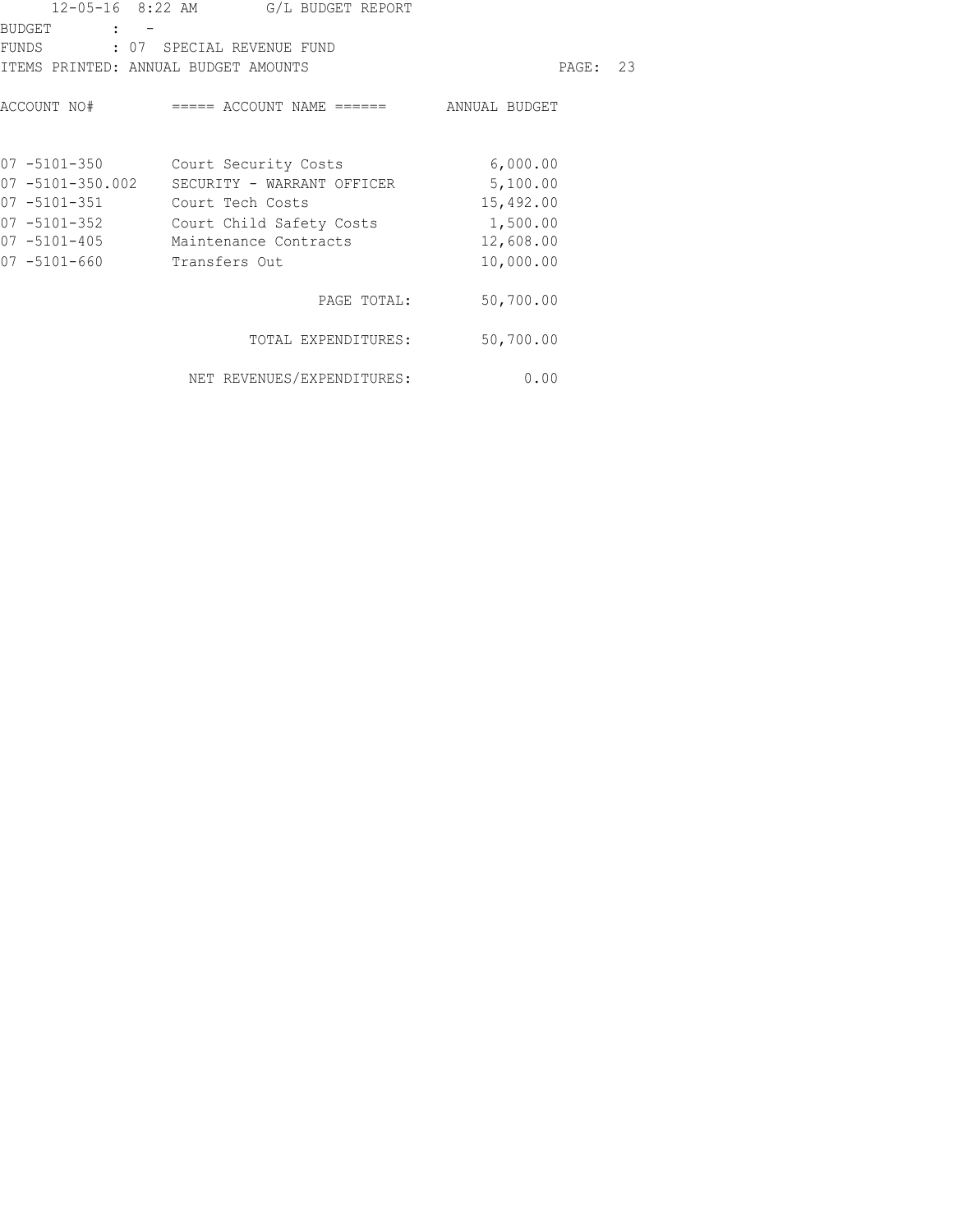12-05-16 8:22 AM G/L BUDGET REPORT

BUDGET : -
FUNDS : 07 SPECIAL REVENUE FUND
ITEMS PRINTED: ANNUAL BUDGET AMOUNTS

| ACCOUNT NO# | ===== ACCOUNT NAME ====== | ANNUAL BUDGET |
|---|---|---|
| 07 -5101-350 | Court Security Costs | 6,000.00 |
| 07 -5101-350.002 | SECURITY - WARRANT OFFICER | 5,100.00 |
| 07 -5101-351 | Court Tech Costs | 15,492.00 |
| 07 -5101-352 | Court Child Safety Costs | 1,500.00 |
| 07 -5101-405 | Maintenance Contracts | 12,608.00 |
| 07 -5101-660 | Transfers Out | 10,000.00 |
| | PAGE TOTAL: | 50,700.00 |
| | TOTAL EXPENDITURES: | 50,700.00 |
| | NET REVENUES/EXPENDITURES: | 0.00 |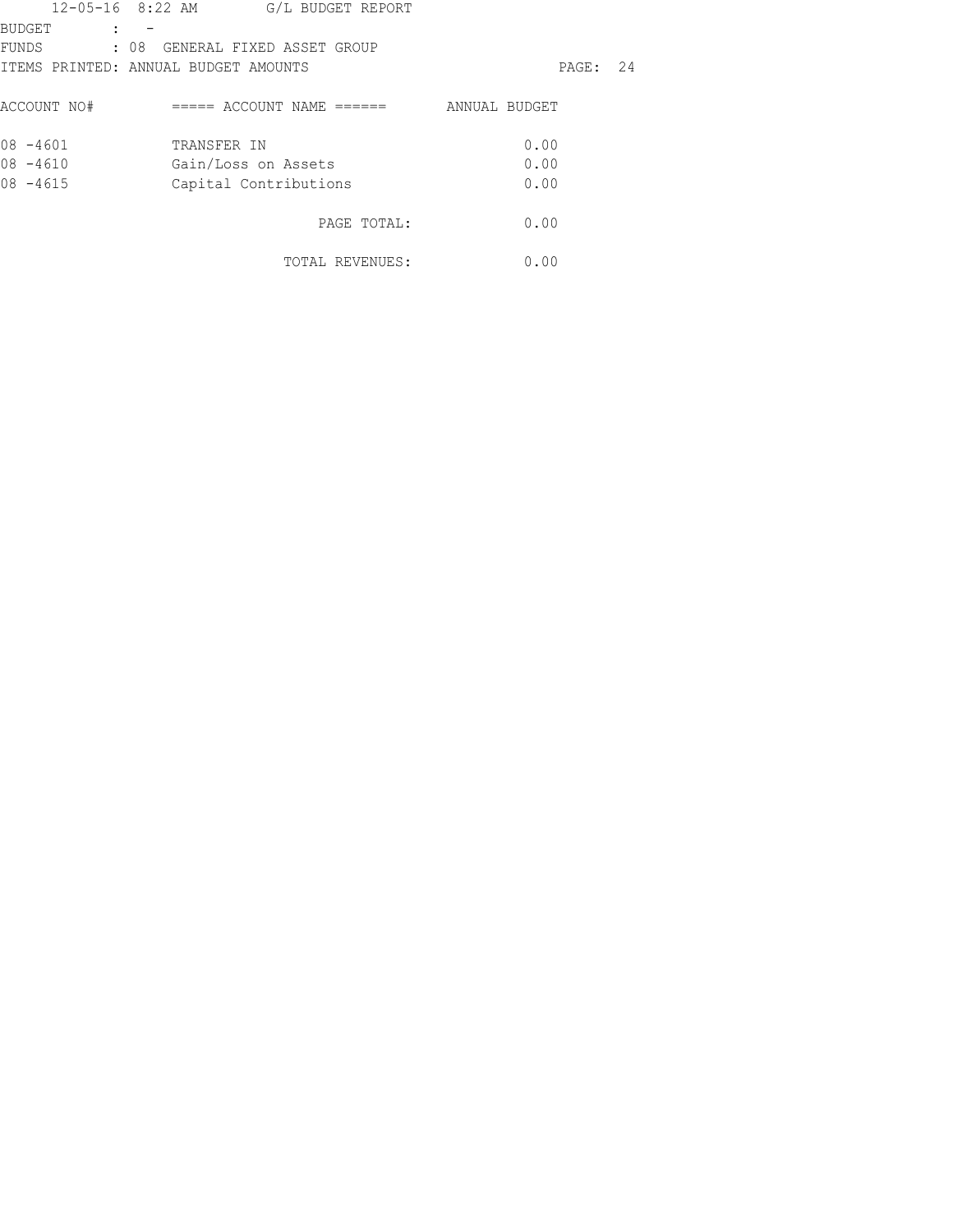12-05-16 8:22 AM G/L BUDGET REPORT

BUDGET : -
FUNDS : 08 GENERAL FIXED ASSET GROUP
ITEMS PRINTED: ANNUAL BUDGET AMOUNTS

| ACCOUNT NO# | ===== ACCOUNT NAME ====== | ANNUAL BUDGET |
|---|---|---|
| 08 -4601 | TRANSFER IN | 0.00 |
| 08 -4610 | Gain/Loss on Assets | 0.00 |
| 08 -4615 | Capital Contributions | 0.00 |
| | PAGE TOTAL: | 0.00 |
| | TOTAL REVENUES: | 0.00 |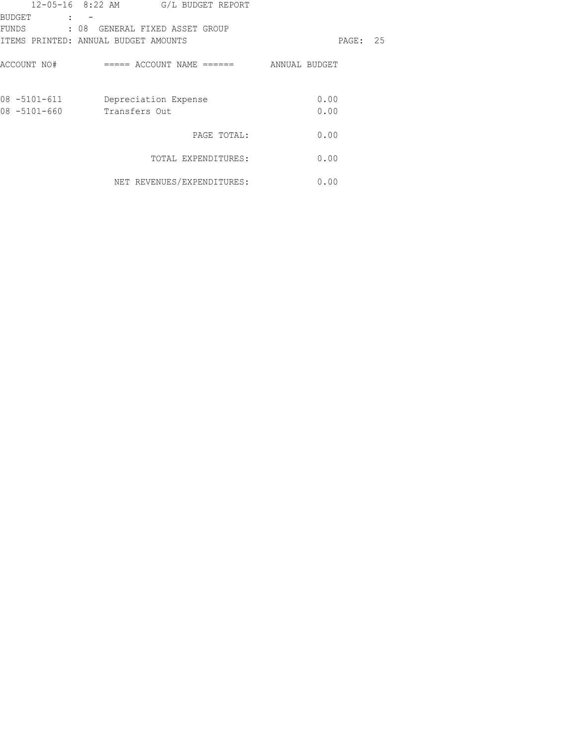12-05-16 8:22 AM G/L BUDGET REPORT

BUDGET : -

FUNDS : 08 GENERAL FIXED ASSET GROUP

ITEMS PRINTED: ANNUAL BUDGET AMOUNTS

| ACCOUNT NO# | ===== ACCOUNT NAME ====== | ANNUAL BUDGET |
|---|---|---|
| 08 -5101-611 | Depreciation Expense | 0.00 |
| 08 -5101-660 | Transfers Out | 0.00 |
| | PAGE TOTAL: | 0.00 |
| | TOTAL EXPENDITURES: | 0.00 |
| | NET REVENUES/EXPENDITURES: | 0.00 |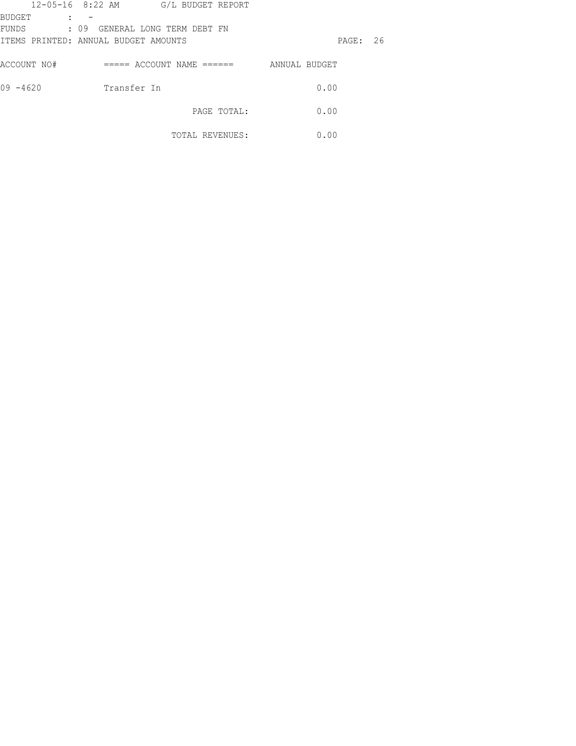12-05-16 8:22 AM G/L BUDGET REPORT

BUDGET : -
FUNDS : 09 GENERAL LONG TERM DEBT FN
ITEMS PRINTED: ANNUAL BUDGET AMOUNTS

| ACCOUNT NO# | ===== ACCOUNT NAME ====== | ANNUAL BUDGET |
|---|---|---|
| 09 -4620 | Transfer In | 0.00 |
| | PAGE TOTAL: | 0.00 |
| | TOTAL REVENUES: | 0.00 |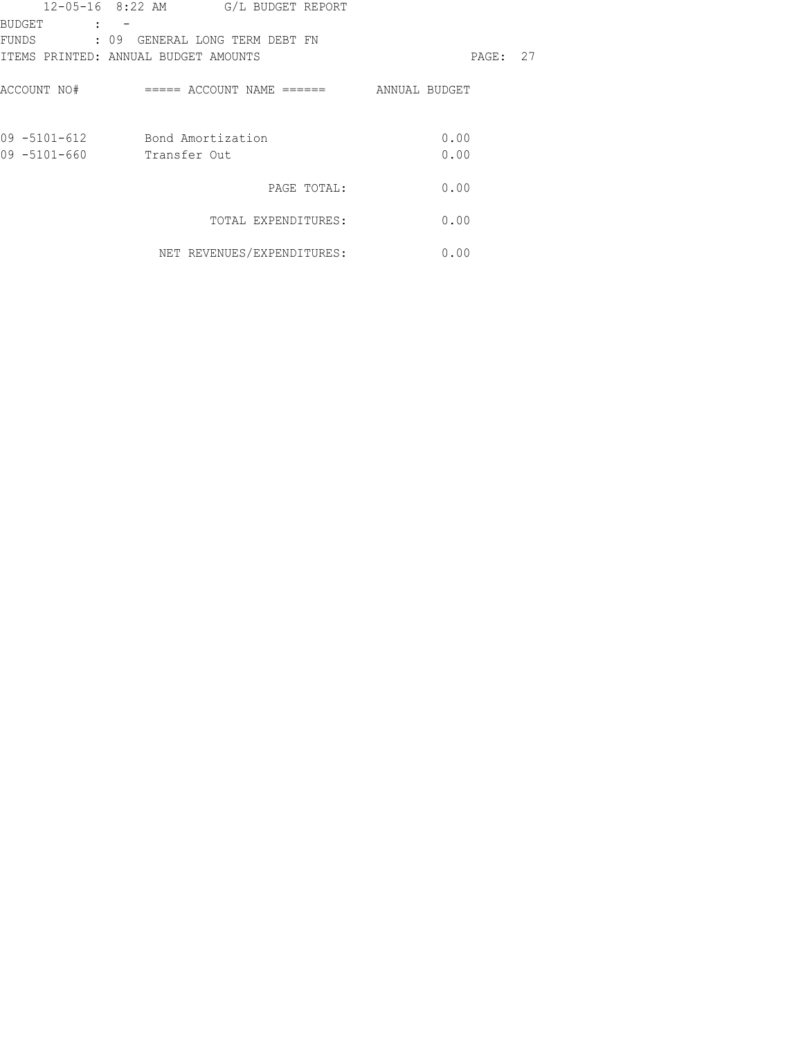12-05-16 8:22 AM G/L BUDGET REPORT

BUDGET : -
FUNDS : 09 GENERAL LONG TERM DEBT FN
ITEMS PRINTED: ANNUAL BUDGET AMOUNTS

| ACCOUNT NO# | ===== ACCOUNT NAME ====== | ANNUAL BUDGET |
|---|---|---|
| 09 -5101-612 | Bond Amortization | 0.00 |
| 09 -5101-660 | Transfer Out | 0.00 |
| | PAGE TOTAL: | 0.00 |
| | TOTAL EXPENDITURES: | 0.00 |
| | NET REVENUES/EXPENDITURES: | 0.00 |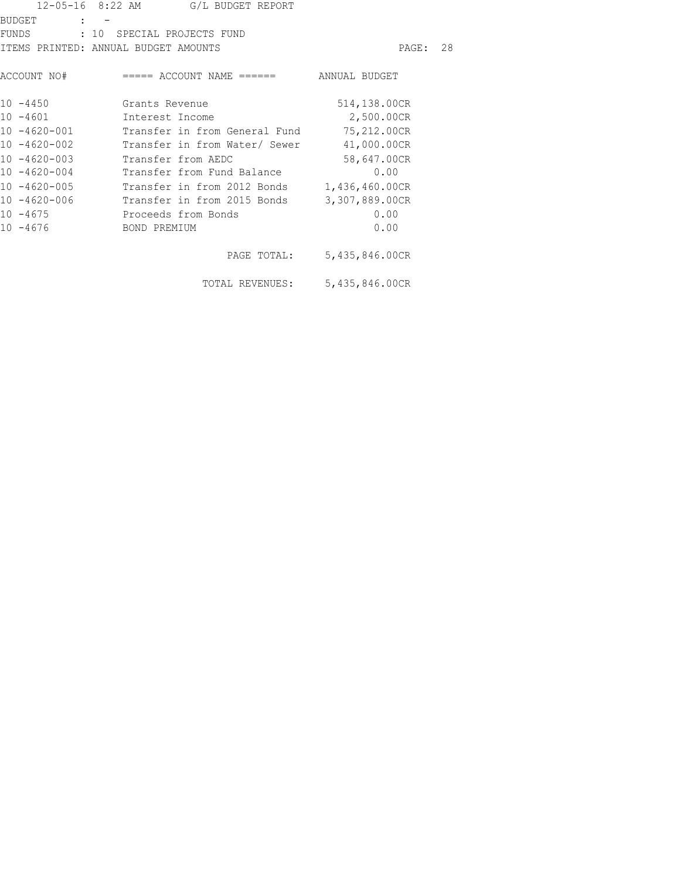12-05-16 8:22 AM G/L BUDGET REPORT

BUDGET : -

FUNDS : 10 SPECIAL PROJECTS FUND

ITEMS PRINTED: ANNUAL BUDGET AMOUNTS

| ACCOUNT NO# | ===== ACCOUNT NAME ====== | ANNUAL BUDGET |
|---|---|---|
| 10 -4450 | Grants Revenue | 514,138.00CR |
| 10 -4601 | Interest Income | 2,500.00CR |
| 10 -4620-001 | Transfer in from General Fund | 75,212.00CR |
| 10 -4620-002 | Transfer in from Water/ Sewer | 41,000.00CR |
| 10 -4620-003 | Transfer from AEDC | 58,647.00CR |
| 10 -4620-004 | Transfer from Fund Balance | 0.00 |
| 10 -4620-005 | Transfer in from 2012 Bonds | 1,436,460.00CR |
| 10 -4620-006 | Transfer in from 2015 Bonds | 3,307,889.00CR |
| 10 -4675 | Proceeds from Bonds | 0.00 |
| 10 -4676 | BOND PREMIUM | 0.00 |
| | PAGE TOTAL: | 5,435,846.00CR |
| | TOTAL REVENUES: | 5,435,846.00CR |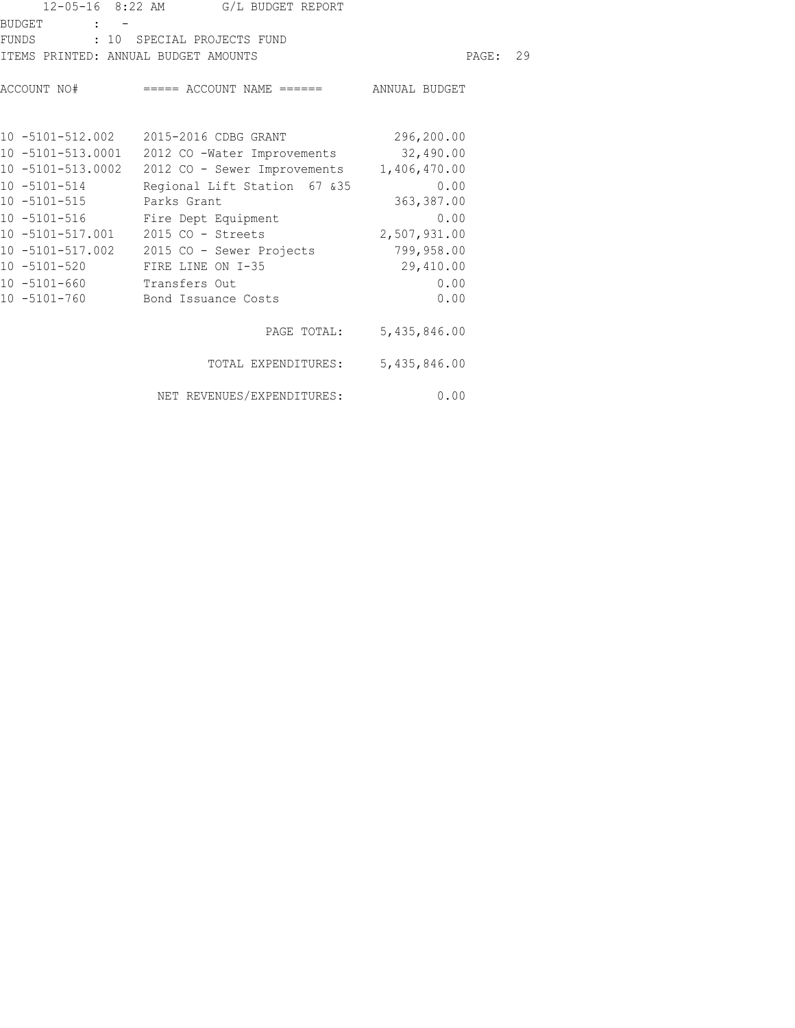12-05-16 8:22 AM G/L BUDGET REPORT

BUDGET : -

FUNDS : 10 SPECIAL PROJECTS FUND

ITEMS PRINTED: ANNUAL BUDGET AMOUNTS

| ACCOUNT NO# | ===== ACCOUNT NAME ====== | ANNUAL BUDGET |
|---|---|---|
| 10 -5101-512.002 | 2015-2016 CDBG GRANT | 296,200.00 |
| 10 -5101-513.0001 | 2012 CO -Water Improvements | 32,490.00 |
| 10 -5101-513.0002 | 2012 CO - Sewer Improvements | 1,406,470.00 |
| 10 -5101-514 | Regional Lift Station 67 &35 | 0.00 |
| 10 -5101-515 | Parks Grant | 363,387.00 |
| 10 -5101-516 | Fire Dept Equipment | 0.00 |
| 10 -5101-517.001 | 2015 CO - Streets | 2,507,931.00 |
| 10 -5101-517.002 | 2015 CO - Sewer Projects | 799,958.00 |
| 10 -5101-520 | FIRE LINE ON I-35 | 29,410.00 |
| 10 -5101-660 | Transfers Out | 0.00 |
| 10 -5101-760 | Bond Issuance Costs | 0.00 |
| | PAGE TOTAL: | 5,435,846.00 |
| | TOTAL EXPENDITURES: | 5,435,846.00 |
| | NET REVENUES/EXPENDITURES: | 0.00 |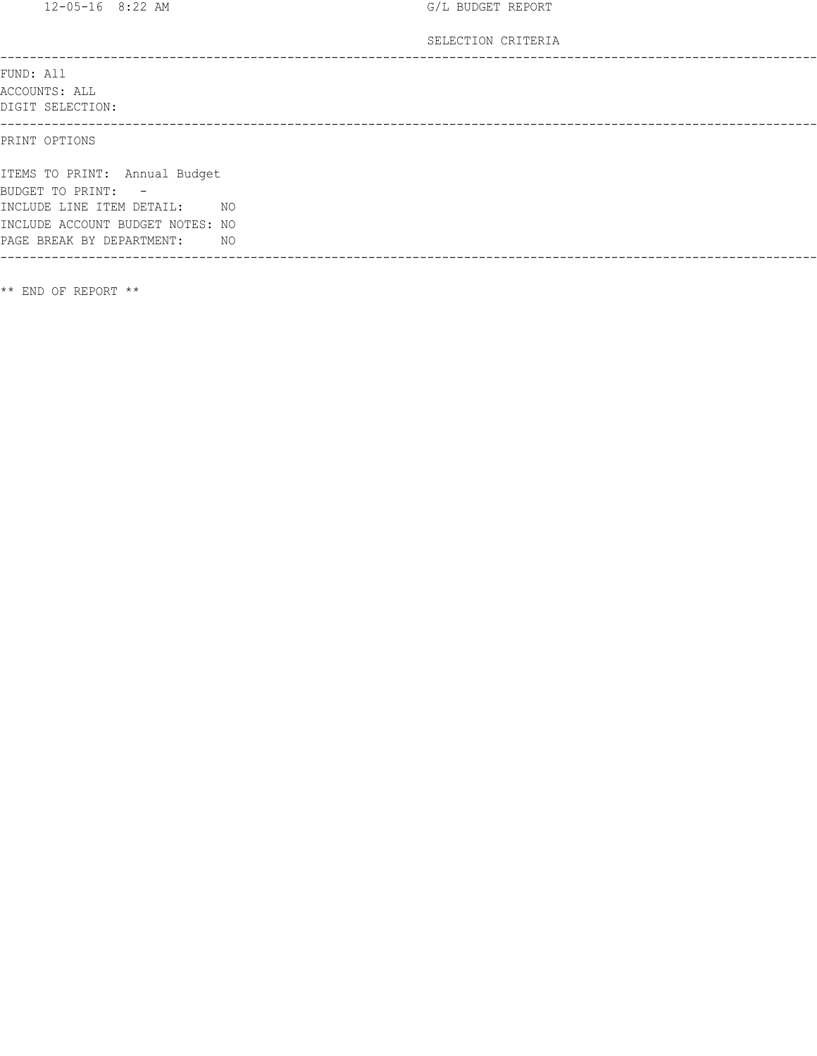12-05-16 8:22 AM G/L BUDGET REPORT

SELECTION CRITERIA

---

FUND: All

ACCOUNTS: ALL

DIGIT SELECTION:

---

PRINT OPTIONS

ITEMS TO PRINT: Annual Budget

BUDGET TO PRINT: -

INCLUDE LINE ITEM DETAIL: NO

INCLUDE ACCOUNT BUDGET NOTES: NO

PAGE BREAK BY DEPARTMENT: NO

---

** END OF REPORT **